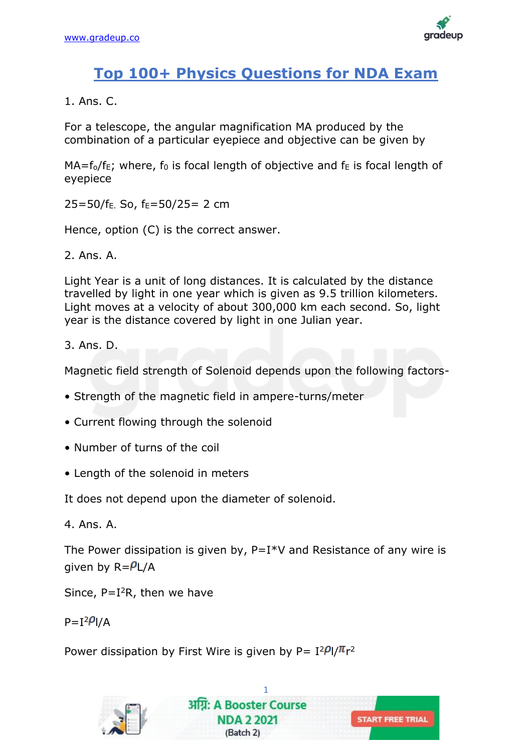# Top 100+ Physics Questions for NDA Exam

1. Ans. C.

For a telescope, the angular magnification MA produced by the combination of a particular eyepiece and objective can be given by

$MA=f_0/f_E$; where, $f_0$ is focal length of objective and $f_E$ is focal length of eyepiece

$25=50/f_E$. So, $f_E=50/25= 2$ cm

Hence, option (C) is the correct answer.

2. Ans. A.

Light Year is a unit of long distances. It is calculated by the distance travelled by light in one year which is given as 9.5 trillion kilometers. Light moves at a velocity of about 300,000 km each second. So, light year is the distance covered by light in one Julian year.

3. Ans. D.

Magnetic field strength of Solenoid depends upon the following factors-

- Strength of the magnetic field in ampere-turns/meter
- Current flowing through the solenoid
- Number of turns of the coil
- Length of the solenoid in meters

It does not depend upon the diameter of solenoid.

4. Ans. A.

The Power dissipation is given by, $P=I*V$ and Resistance of any wire is given by $R=\rho L/A$

Since, $P=I^2R$, then we have

$P=I^2\rho l/A$

Power dissipation by First Wire is given by $P= I^2\rho l/\pi r^2$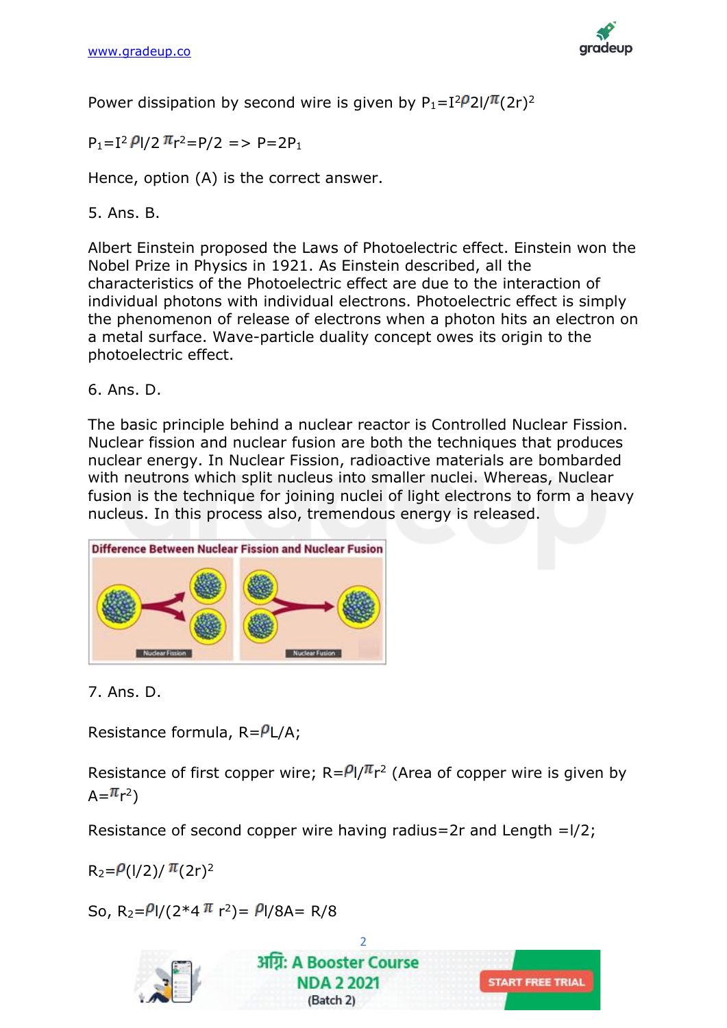Power dissipation by second wire is given by $P_1=I^2\rho 2l/\pi(2r)^2$

$P_1=I^2\rho l/2\pi r^2=P/2 \Rightarrow P=2P_1$

Hence, option (A) is the correct answer.

5. Ans. B.

Albert Einstein proposed the Laws of Photoelectric effect. Einstein won the Nobel Prize in Physics in 1921. As Einstein described, all the characteristics of the Photoelectric effect are due to the interaction of individual photons with individual electrons. Photoelectric effect is simply the phenomenon of release of electrons when a photon hits an electron on a metal surface. Wave-particle duality concept owes its origin to the photoelectric effect.

6. Ans. D.

The basic principle behind a nuclear reactor is Controlled Nuclear Fission. Nuclear fission and nuclear fusion are both the techniques that produces nuclear energy. In Nuclear Fission, radioactive materials are bombarded with neutrons which split nucleus into smaller nuclei. Whereas, Nuclear fusion is the technique for joining nuclei of light electrons to form a heavy nucleus. In this process also, tremendous energy is released.

Difference Between Nuclear Fission and Nuclear Fusion

7. Ans. D.

Resistance formula, $R=\rho L/A$;

Resistance of first copper wire; $R=\rho l/\pi r^2$ (Area of copper wire is given by $A=\pi r^2$)

Resistance of second copper wire having radius=2r and Length =l/2;

$R_2=\rho(l/2)/\pi(2r)^2$

So, $R_2=\rho l/(2*4\pi r^2)=\rho l/8A= R/8$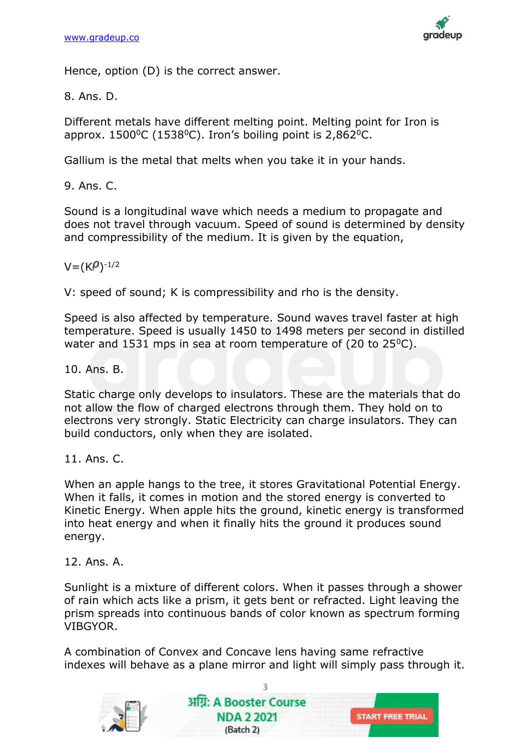Hence, option (D) is the correct answer.

8. Ans. D.

Different metals have different melting point. Melting point for Iron is approx. $1500^0$C ($1538^0$C). Iron's boiling point is $2{,}862^0$C.

Gallium is the metal that melts when you take it in your hands.

9. Ans. C.

Sound is a longitudinal wave which needs a medium to propagate and does not travel through vacuum. Speed of sound is determined by density and compressibility of the medium. It is given by the equation,

$V=(K\rho)^{-1/2}$

V: speed of sound; K is compressibility and rho is the density.

Speed is also affected by temperature. Sound waves travel faster at high temperature. Speed is usually 1450 to 1498 meters per second in distilled water and 1531 mps in sea at room temperature of (20 to $25^0$C).

10. Ans. B.

Static charge only develops to insulators. These are the materials that do not allow the flow of charged electrons through them. They hold on to electrons very strongly. Static Electricity can charge insulators. They can build conductors, only when they are isolated.

11. Ans. C.

When an apple hangs to the tree, it stores Gravitational Potential Energy. When it falls, it comes in motion and the stored energy is converted to Kinetic Energy. When apple hits the ground, kinetic energy is transformed into heat energy and when it finally hits the ground it produces sound energy.

12. Ans. A.

Sunlight is a mixture of different colors. When it passes through a shower of rain which acts like a prism, it gets bent or refracted. Light leaving the prism spreads into continuous bands of color known as spectrum forming VIBGYOR.

A combination of Convex and Concave lens having same refractive indexes will behave as a plane mirror and light will simply pass through it.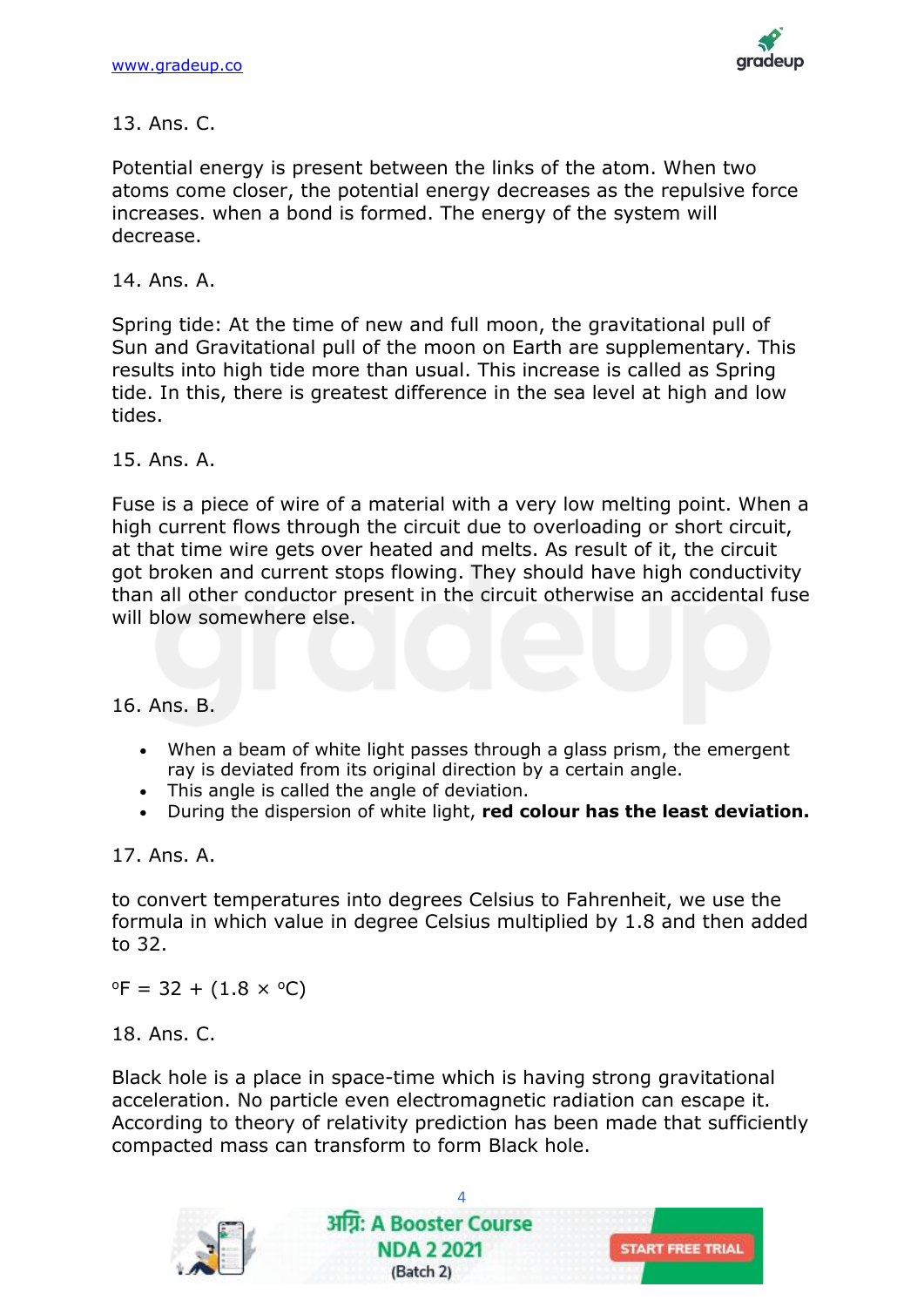13. Ans. C.

Potential energy is present between the links of the atom. When two atoms come closer, the potential energy decreases as the repulsive force increases. when a bond is formed. The energy of the system will decrease.

14. Ans. A.

Spring tide: At the time of new and full moon, the gravitational pull of Sun and Gravitational pull of the moon on Earth are supplementary. This results into high tide more than usual. This increase is called as Spring tide. In this, there is greatest difference in the sea level at high and low tides.

15. Ans. A.

Fuse is a piece of wire of a material with a very low melting point. When a high current flows through the circuit due to overloading or short circuit, at that time wire gets over heated and melts. As result of it, the circuit got broken and current stops flowing. They should have high conductivity than all other conductor present in the circuit otherwise an accidental fuse will blow somewhere else.

16. Ans. B.

- When a beam of white light passes through a glass prism, the emergent ray is deviated from its original direction by a certain angle.
- This angle is called the angle of deviation.
- During the dispersion of white light, **red colour has the least deviation.**

17. Ans. A.

to convert temperatures into degrees Celsius to Fahrenheit, we use the formula in which value in degree Celsius multiplied by 1.8 and then added to 32.

$^oF = 32 + (1.8 \times {}^oC)$

18. Ans. C.

Black hole is a place in space-time which is having strong gravitational acceleration. No particle even electromagnetic radiation can escape it. According to theory of relativity prediction has been made that sufficiently compacted mass can transform to form Black hole.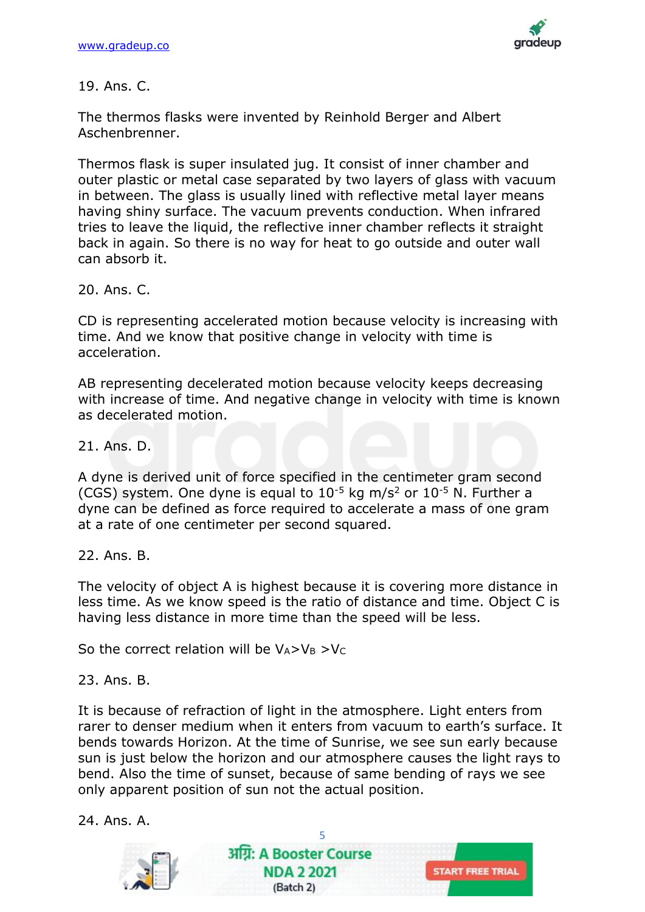19. Ans. C.

The thermos flasks were invented by Reinhold Berger and Albert Aschenbrenner.

Thermos flask is super insulated jug. It consist of inner chamber and outer plastic or metal case separated by two layers of glass with vacuum in between. The glass is usually lined with reflective metal layer means having shiny surface. The vacuum prevents conduction. When infrared tries to leave the liquid, the reflective inner chamber reflects it straight back in again. So there is no way for heat to go outside and outer wall can absorb it.

20. Ans. C.

CD is representing accelerated motion because velocity is increasing with time. And we know that positive change in velocity with time is acceleration.

AB representing decelerated motion because velocity keeps decreasing with increase of time. And negative change in velocity with time is known as decelerated motion.

21. Ans. D.

A dyne is derived unit of force specified in the centimeter gram second (CGS) system. One dyne is equal to $10^{-5}$ kg m/s$^2$ or $10^{-5}$ N. Further a dyne can be defined as force required to accelerate a mass of one gram at a rate of one centimeter per second squared.

22. Ans. B.

The velocity of object A is highest because it is covering more distance in less time. As we know speed is the ratio of distance and time. Object C is having less distance in more time than the speed will be less.

So the correct relation will be $V_A > V_B > V_C$

23. Ans. B.

It is because of refraction of light in the atmosphere. Light enters from rarer to denser medium when it enters from vacuum to earth's surface. It bends towards Horizon. At the time of Sunrise, we see sun early because sun is just below the horizon and our atmosphere causes the light rays to bend. Also the time of sunset, because of same bending of rays we see only apparent position of sun not the actual position.

24. Ans. A.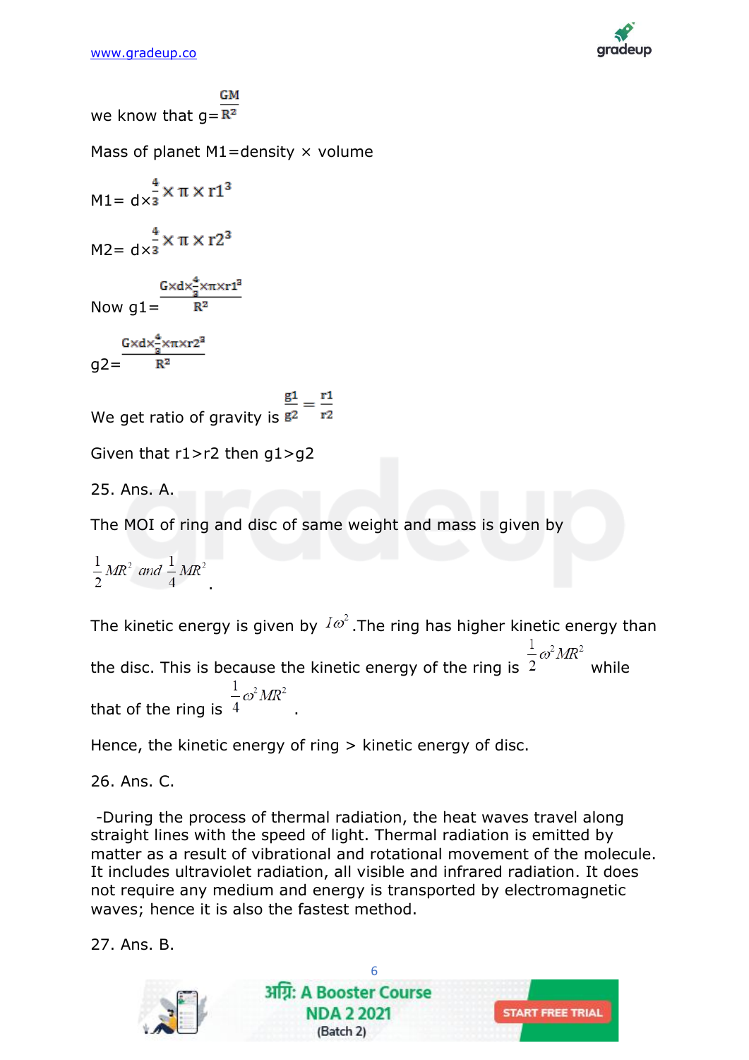we know that $g=\frac{GM}{R^2}$

Mass of planet M1=density × volume

$M1= d\times\frac{4}{3}\times\pi\times r1^3$

$M2= d\times\frac{4}{3}\times\pi\times r2^3$

Now $g1=\frac{G\times d\times\frac{4}{3}\times\pi\times r1^3}{R^2}$

$g2=\frac{G\times d\times\frac{4}{3}\times\pi\times r2^3}{R^2}$

We get ratio of gravity is $\frac{g1}{g2}=\frac{r1}{r2}$

Given that r1>r2 then g1>g2

25. Ans. A.

The MOI of ring and disc of same weight and mass is given by

$\frac{1}{2}MR^2 \ and \ \frac{1}{4}MR^2$.

The kinetic energy is given by $I\omega^2$. The ring has higher kinetic energy than the disc. This is because the kinetic energy of the ring is $\frac{1}{2}\omega^2MR^2$ while that of the ring is $\frac{1}{4}\omega^2MR^2$.

Hence, the kinetic energy of ring > kinetic energy of disc.

26. Ans. C.

-During the process of thermal radiation, the heat waves travel along straight lines with the speed of light. Thermal radiation is emitted by matter as a result of vibrational and rotational movement of the molecule. It includes ultraviolet radiation, all visible and infrared radiation. It does not require any medium and energy is transported by electromagnetic waves; hence it is also the fastest method.

27. Ans. B.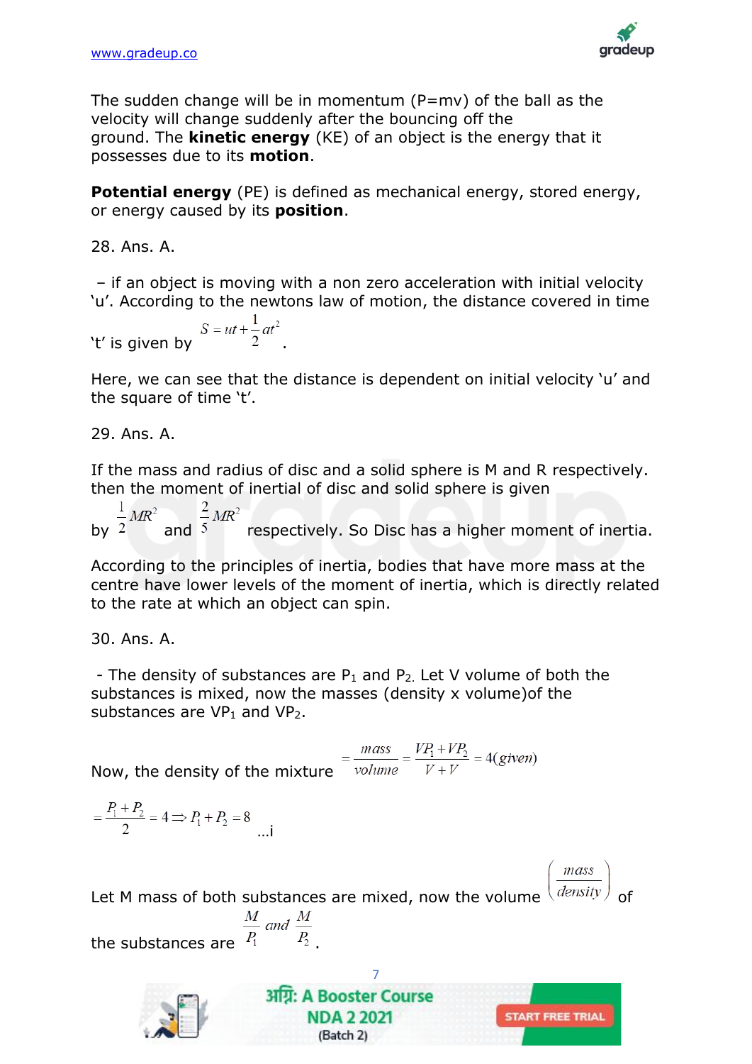The sudden change will be in momentum (P=mv) of the ball as the velocity will change suddenly after the bouncing off the ground. The **kinetic energy** (KE) of an object is the energy that it possesses due to its **motion**.

**Potential energy** (PE) is defined as mechanical energy, stored energy, or energy caused by its **position**.

28. Ans. A.

– if an object is moving with a non zero acceleration with initial velocity 'u'. According to the newtons law of motion, the distance covered in time 't' is given by $S = ut + \frac{1}{2}at^2$.

Here, we can see that the distance is dependent on initial velocity 'u' and the square of time 't'.

29. Ans. A.

If the mass and radius of disc and a solid sphere is M and R respectively. then the moment of inertial of disc and solid sphere is given by $\frac{1}{2}MR^2$ and $\frac{2}{5}MR^2$ respectively. So Disc has a higher moment of inertia.

According to the principles of inertia, bodies that have more mass at the centre have lower levels of the moment of inertia, which is directly related to the rate at which an object can spin.

30. Ans. A.

- The density of substances are $P_1$ and $P_2$. Let V volume of both the substances is mixed, now the masses (density x volume)of the substances are $VP_1$ and $VP_2$.

Now, the density of the mixture $= \frac{mass}{volume} = \frac{VP_1 + VP_2}{V + V} = 4(given)$

$= \frac{P_1 + P_2}{2} = 4 \Rightarrow P_1 + P_2 = 8$ ...i

Let M mass of both substances are mixed, now the volume $\left(\frac{mass}{density}\right)$ of the substances are $\frac{M}{P_1}$ $and$ $\frac{M}{P_2}$.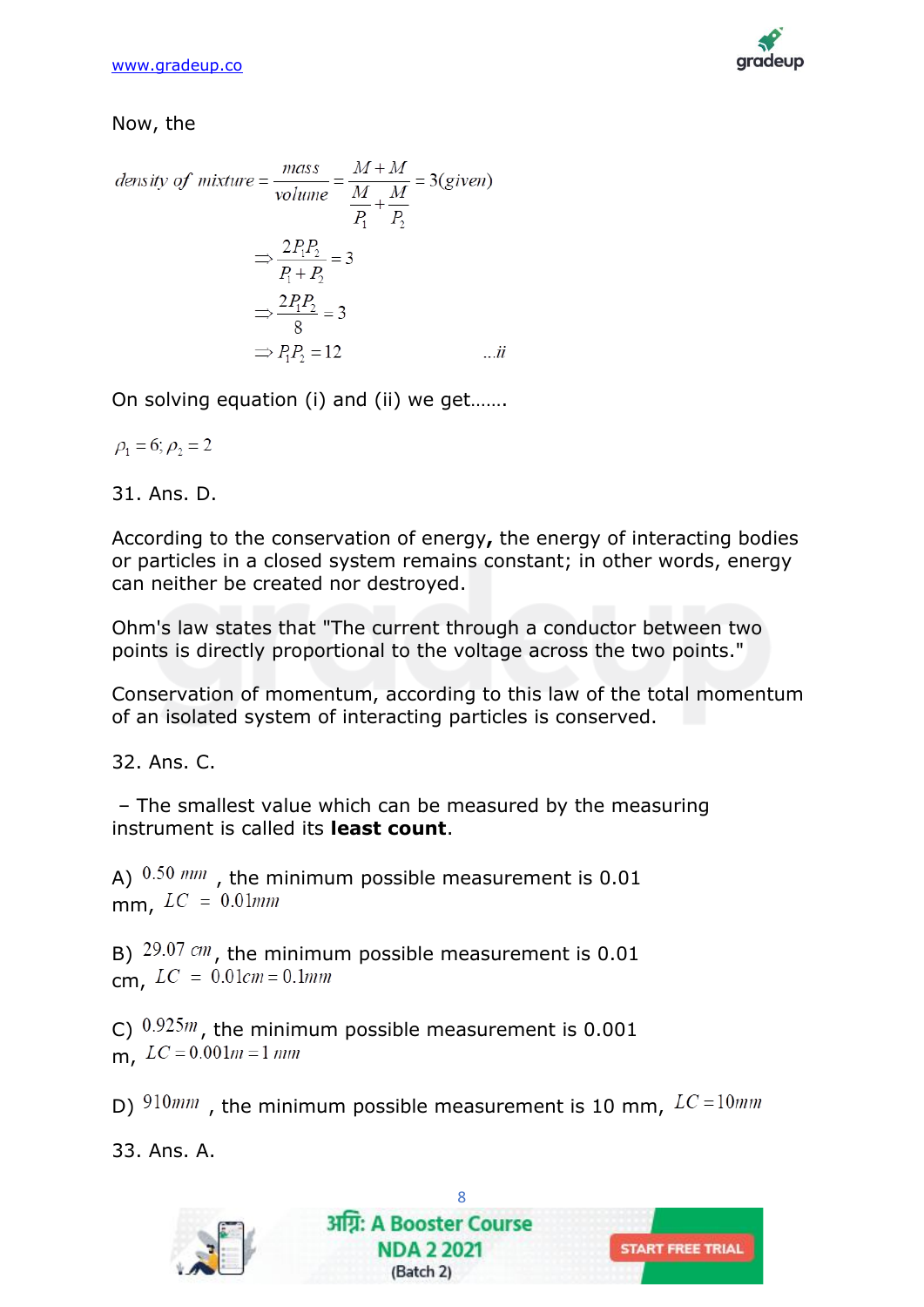Now, the

$$density\ of\ mixture = \frac{mass}{volume} = \frac{M+M}{\frac{M}{P_1}+\frac{M}{P_2}} = 3(given)$$

$$\Rightarrow \frac{2P_1P_2}{P_1+P_2} = 3$$

$$\Rightarrow \frac{2P_1P_2}{8} = 3$$

$$\Rightarrow P_1P_2 = 12 \qquad ...ii$$

On solving equation (i) and (ii) we get…….

$\rho_1 = 6; \rho_2 = 2$

31. Ans. D.

According to the conservation of energy**,** the energy of interacting bodies or particles in a closed system remains constant; in other words, energy can neither be created nor destroyed.

Ohm's law states that "The current through a conductor between two points is directly proportional to the voltage across the two points."

Conservation of momentum, according to this law of the total momentum of an isolated system of interacting particles is conserved.

32. Ans. C.

– The smallest value which can be measured by the measuring instrument is called its **least count**.

A) $0.50\ mm$ , the minimum possible measurement is 0.01 mm, $LC = 0.01mm$

B) $29.07\ cm$, the minimum possible measurement is 0.01 cm, $LC = 0.01cm = 0.1mm$

C) $0.925m$, the minimum possible measurement is 0.001 m, $LC = 0.001m = 1\ mm$

D) $910mm$ , the minimum possible measurement is 10 mm, $LC = 10mm$

33. Ans. A.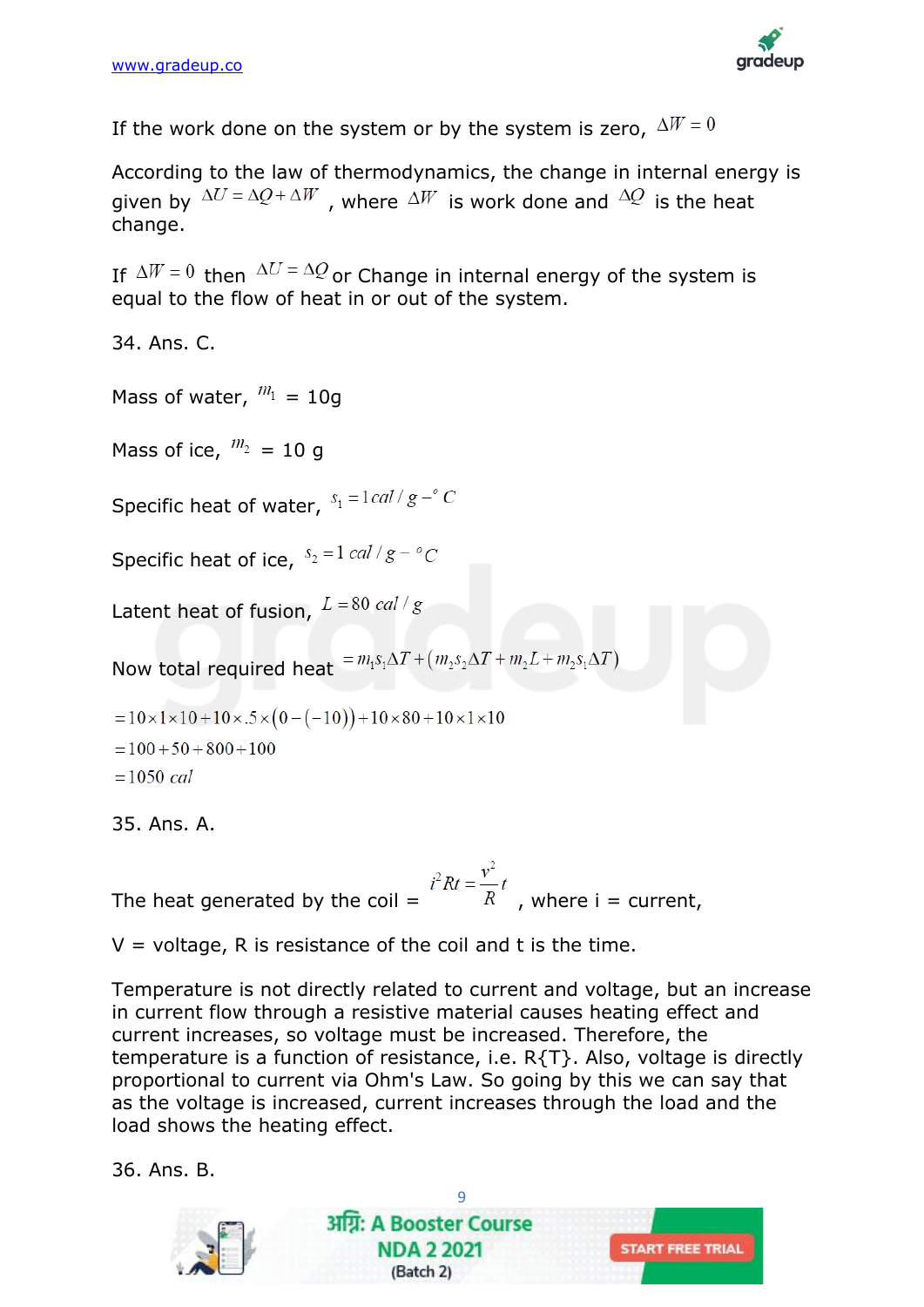If the work done on the system or by the system is zero, $\Delta W = 0$

According to the law of thermodynamics, the change in internal energy is given by $\Delta U = \Delta Q + \Delta W$ , where $\Delta W$ is work done and $\Delta Q$ is the heat change.

If $\Delta W = 0$ then $\Delta U = \Delta Q$ or Change in internal energy of the system is equal to the flow of heat in or out of the system.

34. Ans. C.

Mass of water, $m_1$ = 10g

Mass of ice, $m_2$ = 10 g

Specific heat of water, $s_1 = 1\, cal/g - {}^{\circ}C$

Specific heat of ice, $s_2 = 1\, cal/g - {}^{\circ}C$

Latent heat of fusion, $L = 80\, cal/g$

Now total required heat $= m_1 s_1 \Delta T + \left( m_2 s_2 \Delta T + m_2 L + m_2 s_1 \Delta T \right)$

$$
\begin{aligned}
&= 10 \times 1 \times 10 + 10 \times .5 \times (0 - (-10)) + 10 \times 80 + 10 \times 1 \times 10 \\
&= 100 + 50 + 800 + 100 \\
&= 1050\ cal
\end{aligned}
$$

35. Ans. A.

The heat generated by the coil = $i^2 Rt = \frac{v^2}{R} t$ , where i = current,

V = voltage, R is resistance of the coil and t is the time.

Temperature is not directly related to current and voltage, but an increase in current flow through a resistive material causes heating effect and current increases, so voltage must be increased. Therefore, the temperature is a function of resistance, i.e. R{T}. Also, voltage is directly proportional to current via Ohm's Law. So going by this we can say that as the voltage is increased, current increases through the load and the load shows the heating effect.

36. Ans. B.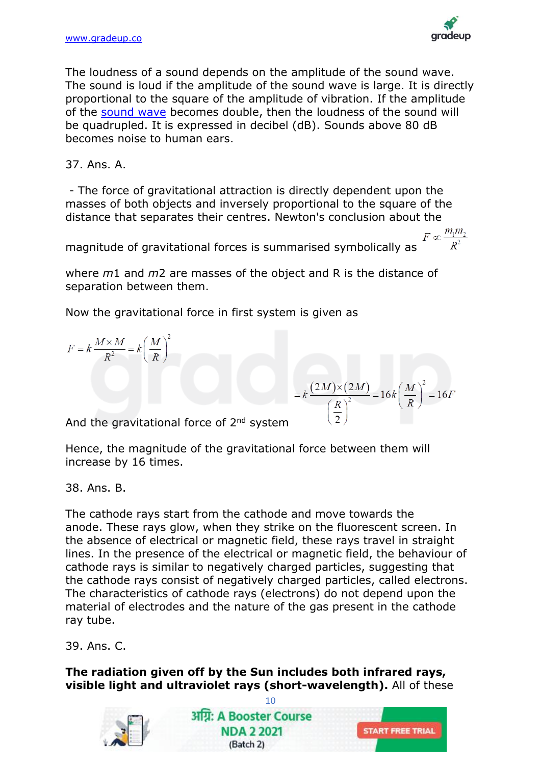The loudness of a sound depends on the amplitude of the sound wave. The sound is loud if the amplitude of the sound wave is large. It is directly proportional to the square of the amplitude of vibration. If the amplitude of the sound wave becomes double, then the loudness of the sound will be quadrupled. It is expressed in decibel (dB). Sounds above 80 dB becomes noise to human ears.

37. Ans. A.

- The force of gravitational attraction is directly dependent upon the masses of both objects and inversely proportional to the square of the distance that separates their centres. Newton's conclusion about the magnitude of gravitational forces is summarised symbolically as $F \propto \frac{m_1 m_2}{R^2}$

where $m1$ and $m2$ are masses of the object and R is the distance of separation between them.

Now the gravitational force in first system is given as

$$F = k\frac{M \times M}{R^2} = k\left(\frac{M}{R}\right)^2$$

And the gravitational force of 2nd system $= k\frac{(2M)\times(2M)}{\left(\frac{R}{2}\right)^2} = 16k\left(\frac{M}{R}\right)^2 = 16F$

Hence, the magnitude of the gravitational force between them will increase by 16 times.

38. Ans. B.

The cathode rays start from the cathode and move towards the anode. These rays glow, when they strike on the fluorescent screen. In the absence of electrical or magnetic field, these rays travel in straight lines. In the presence of the electrical or magnetic field, the behaviour of cathode rays is similar to negatively charged particles, suggesting that the cathode rays consist of negatively charged particles, called electrons. The characteristics of cathode rays (electrons) do not depend upon the material of electrodes and the nature of the gas present in the cathode ray tube.

39. Ans. C.

**The radiation given off by the Sun includes both infrared rays, visible light and ultraviolet rays (short-wavelength).** All of these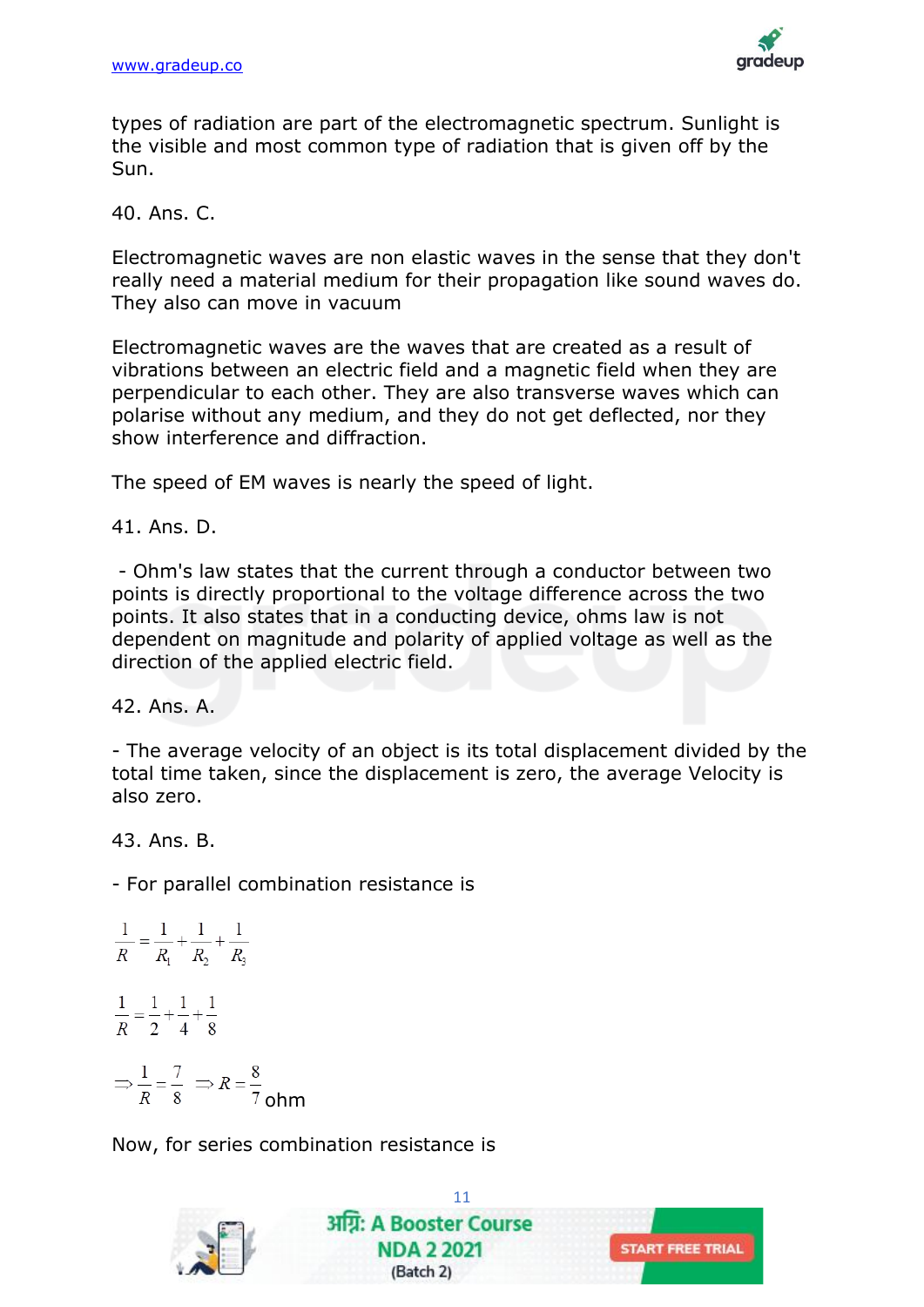types of radiation are part of the electromagnetic spectrum. Sunlight is the visible and most common type of radiation that is given off by the Sun.

40. Ans. C.

Electromagnetic waves are non elastic waves in the sense that they don't really need a material medium for their propagation like sound waves do. They also can move in vacuum

Electromagnetic waves are the waves that are created as a result of vibrations between an electric field and a magnetic field when they are perpendicular to each other. They are also transverse waves which can polarise without any medium, and they do not get deflected, nor they show interference and diffraction.

The speed of EM waves is nearly the speed of light.

41. Ans. D.

- Ohm's law states that the current through a conductor between two points is directly proportional to the voltage difference across the two points. It also states that in a conducting device, ohms law is not dependent on magnitude and polarity of applied voltage as well as the direction of the applied electric field.

42. Ans. A.

- The average velocity of an object is its total displacement divided by the total time taken, since the displacement is zero, the average Velocity is also zero.

43. Ans. B.

- For parallel combination resistance is

$$\frac{1}{R} = \frac{1}{R_1} + \frac{1}{R_2} + \frac{1}{R_3}$$

$$\frac{1}{R} = \frac{1}{2} + \frac{1}{4} + \frac{1}{8}$$

$$\Rightarrow \frac{1}{R} = \frac{7}{8} \Rightarrow R = \frac{8}{7} \text{ ohm}$$

Now, for series combination resistance is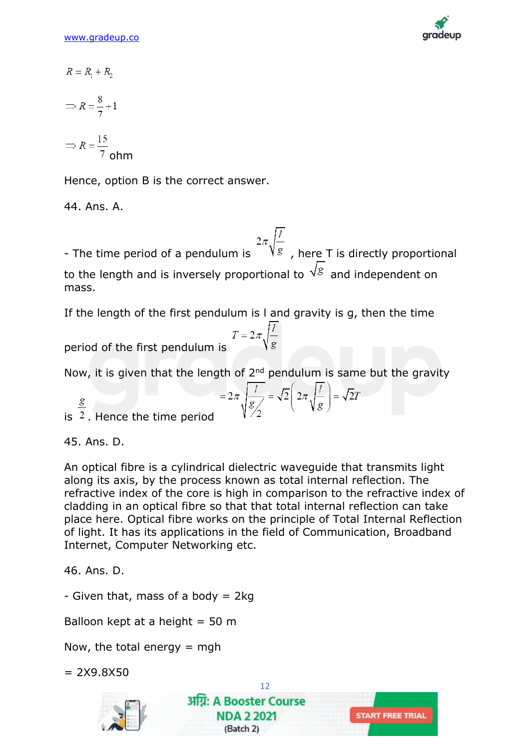$$R = R_1 + R_2$$

$$\Rightarrow R = \frac{8}{7} + 1$$

$$\Rightarrow R = \frac{15}{7} \text{ ohm}$$

Hence, option B is the correct answer.

44. Ans. A.

- The time period of a pendulum is $2\pi\sqrt{\frac{l}{g}}$ , here T is directly proportional to the length and is inversely proportional to $\sqrt{g}$ and independent on mass.

If the length of the first pendulum is l and gravity is g, then the time period of the first pendulum is $T = 2\pi\sqrt{\frac{l}{g}}$

Now, it is given that the length of 2nd pendulum is same but the gravity is $\frac{g}{2}$. Hence the time period $= 2\pi\sqrt{\frac{l}{g/2}} = \sqrt{2}\left(2\pi\sqrt{\frac{l}{g}}\right) = \sqrt{2}T$

45. Ans. D.

An optical fibre is a cylindrical dielectric waveguide that transmits light along its axis, by the process known as total internal reflection. The refractive index of the core is high in comparison to the refractive index of cladding in an optical fibre so that that total internal reflection can take place here. Optical fibre works on the principle of Total Internal Reflection of light. It has its applications in the field of Communication, Broadband Internet, Computer Networking etc.

46. Ans. D.

- Given that, mass of a body = 2kg

Balloon kept at a height = 50 m

Now, the total energy = mgh

= 2X9.8X50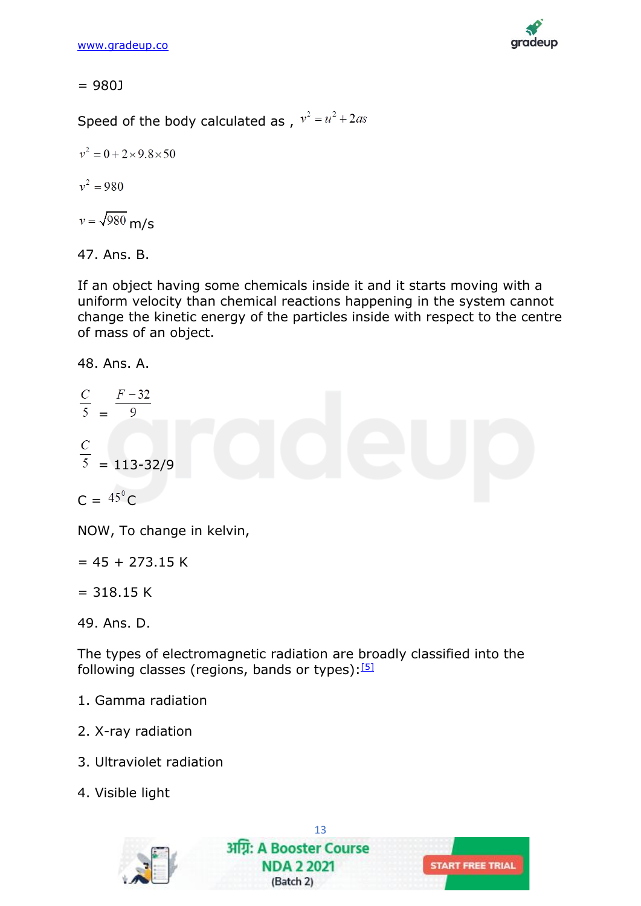= 980J

Speed of the body calculated as , $v^2 = u^2 + 2as$

$v^2 = 0 + 2 \times 9.8 \times 50$

$v^2 = 980$

$v = \sqrt{980}$ m/s

47. Ans. B.

If an object having some chemicals inside it and it starts moving with a uniform velocity than chemical reactions happening in the system cannot change the kinetic energy of the particles inside with respect to the centre of mass of an object.

48. Ans. A.

$\frac{C}{5} = \frac{F-32}{9}$

$\frac{C}{5}$ = 113-32/9

C = $45^0$C

NOW, To change in kelvin,

= 45 + 273.15 K

= 318.15 K

49. Ans. D.

The types of electromagnetic radiation are broadly classified into the following classes (regions, bands or types):[5]

1. Gamma radiation
2. X-ray radiation
3. Ultraviolet radiation
4. Visible light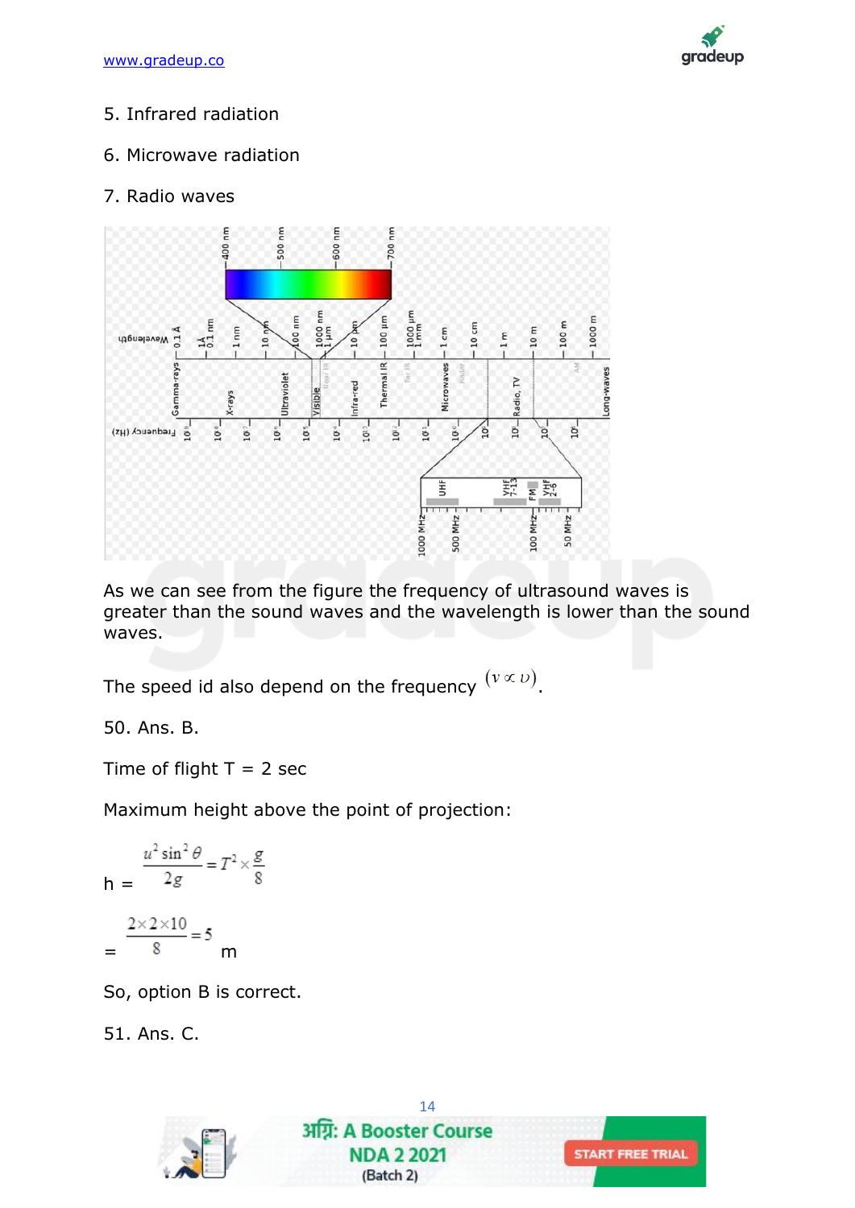5. Infrared radiation

6. Microwave radiation

7. Radio waves

As we can see from the figure the frequency of ultrasound waves is greater than the sound waves and the wavelength is lower than the sound waves.

The speed id also depend on the frequency $(v \propto \upsilon)$.

50. Ans. B.

Time of flight T = 2 sec

Maximum height above the point of projection:

$$h = \frac{u^2 \sin^2 \theta}{2g} = T^2 \times \frac{g}{8}$$

$$= \frac{2 \times 2 \times 10}{8} = 5 \text{ m}$$

So, option B is correct.

51. Ans. C.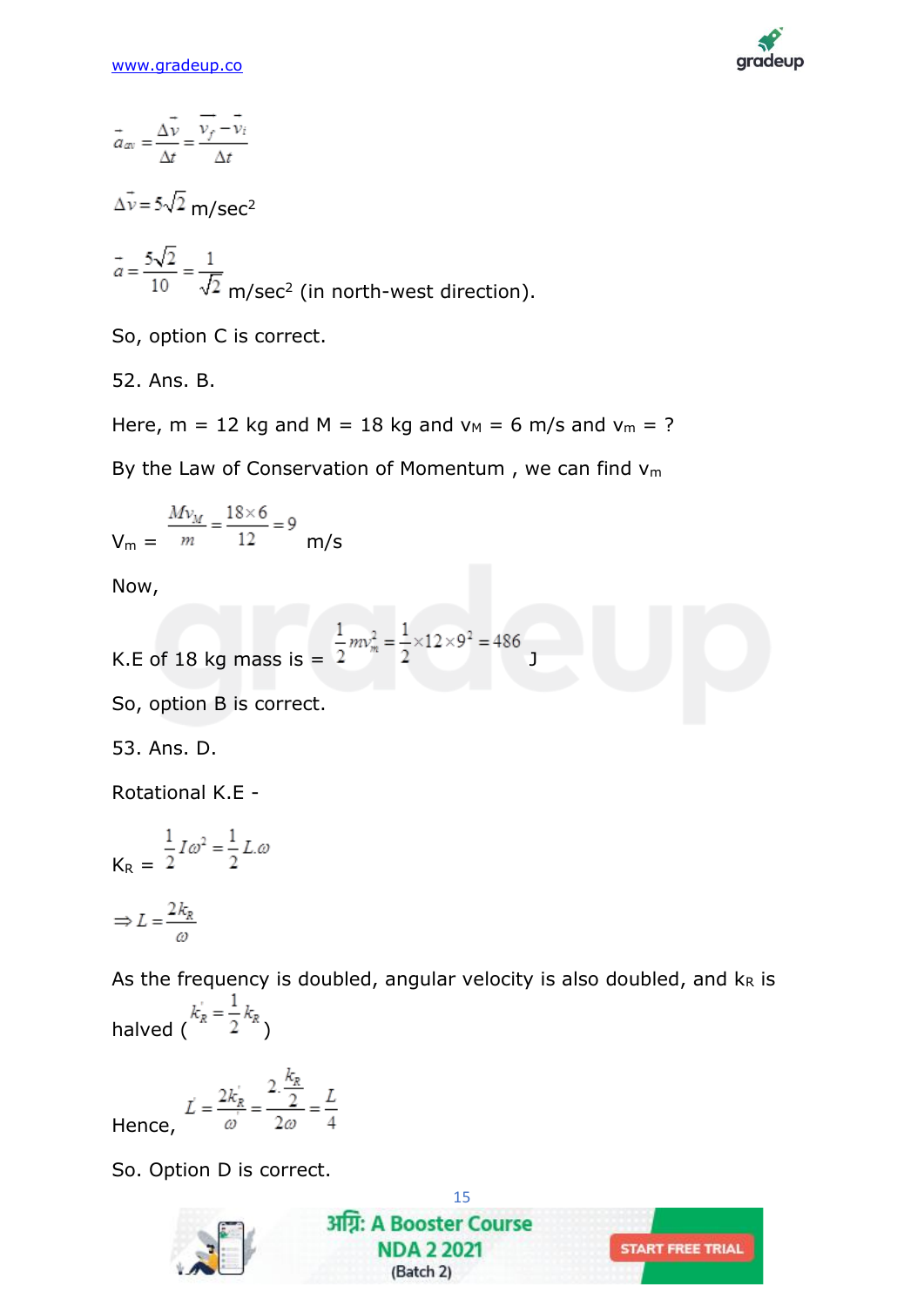$$\bar{a}_{av} = \frac{\Delta \bar{v}}{\Delta t} = \frac{\overline{v_f} - \bar{v}_i}{\Delta t}$$

$\Delta \bar{v} = 5\sqrt{2}$ m/sec$^2$

$\bar{a} = \frac{5\sqrt{2}}{10} = \frac{1}{\sqrt{2}}$ m/sec$^2$ (in north-west direction).

So, option C is correct.

52. Ans. B.

Here, m = 12 kg and M = 18 kg and $v_M$ = 6 m/s and $v_m$ = ?

By the Law of Conservation of Momentum , we can find $v_m$

$V_m = \frac{Mv_M}{m} = \frac{18 \times 6}{12} = 9$ m/s

Now,

K.E of 18 kg mass is = $\frac{1}{2} m v_m^2 = \frac{1}{2} \times 12 \times 9^2 = 486$ J

So, option B is correct.

53. Ans. D.

Rotational K.E -

$K_R = \frac{1}{2} I \omega^2 = \frac{1}{2} L.\omega$

$\Rightarrow L = \frac{2k_R}{\omega}$

As the frequency is doubled, angular velocity is also doubled, and $k_R$ is halved ($k_R' = \frac{1}{2} k_R$)

Hence, $L' = \frac{2k_R'}{\omega'} = \frac{2.\frac{k_R}{2}}{2\omega} = \frac{L}{4}$

So. Option D is correct.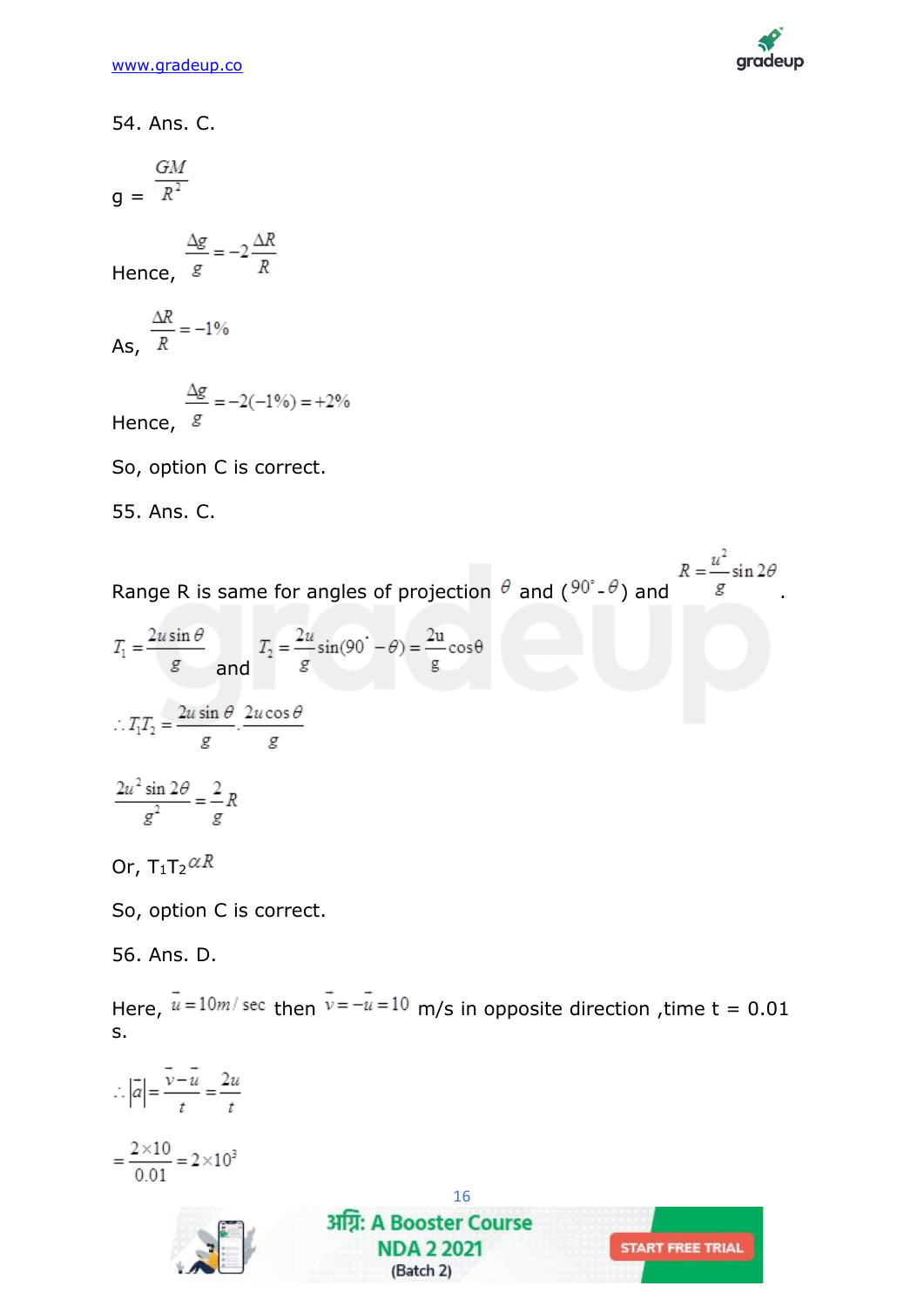54. Ans. C.

g = $\frac{GM}{R^2}$

Hence, $\frac{\Delta g}{g} = -2\frac{\Delta R}{R}$

As, $\frac{\Delta R}{R} = -1\%$

Hence, $\frac{\Delta g}{g} = -2(-1\%) = +2\%$

So, option C is correct.

55. Ans. C.

Range R is same for angles of projection $\theta$ and ($90^\circ - \theta$) and $R = \frac{u^2}{g}\sin 2\theta$.

$T_1 = \frac{2u\sin\theta}{g}$ and $T_2 = \frac{2u}{g}\sin(90^\circ - \theta) = \frac{2u}{g}\cos\theta$

$\therefore T_1 T_2 = \frac{2u\sin\theta}{g} \cdot \frac{2u\cos\theta}{g}$

$\frac{2u^2\sin 2\theta}{g^2} = \frac{2}{g}R$

Or, $T_1T_2 \alpha R$

So, option C is correct.

56. Ans. D.

Here, $\vec{u} = 10 m/\sec$ then $\vec{v} = -\vec{u} = 10$ m/s in opposite direction ,time t = 0.01 s.

$\therefore |\vec{a}| = \frac{\vec{v} - \vec{u}}{t} = \frac{2u}{t}$

$= \frac{2 \times 10}{0.01} = 2 \times 10^3$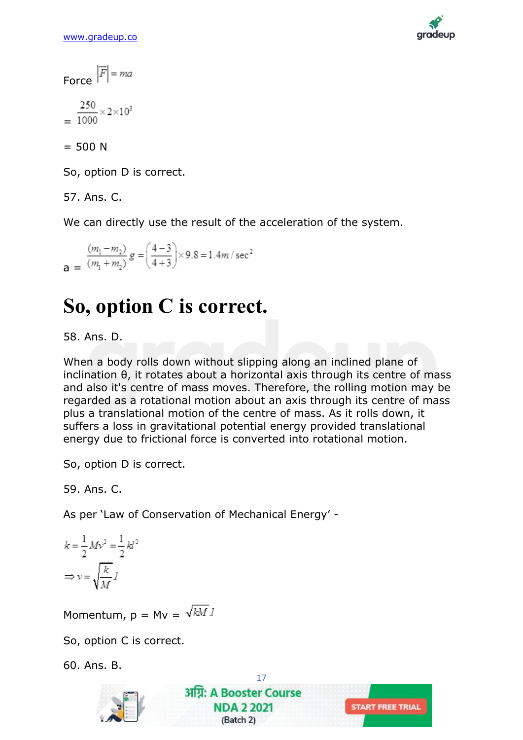Force $|\vec{F}| = ma$

$= \frac{250}{1000} \times 2 \times 10^3$

= 500 N

So, option D is correct.

57. Ans. C.

We can directly use the result of the acceleration of the system.

a = $\frac{(m_1 - m_2)}{(m_1 + m_2)} g = \left(\frac{4-3}{4+3}\right) \times 9.8 = 1.4 m/\sec^2$

# So, option C is correct.

58. Ans. D.

When a body rolls down without slipping along an inclined plane of inclination θ, it rotates about a horizontal axis through its centre of mass and also it's centre of mass moves. Therefore, the rolling motion may be regarded as a rotational motion about an axis through its centre of mass plus a translational motion of the centre of mass. As it rolls down, it suffers a loss in gravitational potential energy provided translational energy due to frictional force is converted into rotational motion.

So, option D is correct.

59. Ans. C.

As per 'Law of Conservation of Mechanical Energy' -

$$k = \frac{1}{2} Mv^2 = \frac{1}{2} kl^2$$

$$\Rightarrow v = \sqrt{\frac{k}{M}} l$$

Momentum, p = Mv = $\sqrt{kM}\, l$

So, option C is correct.

60. Ans. B.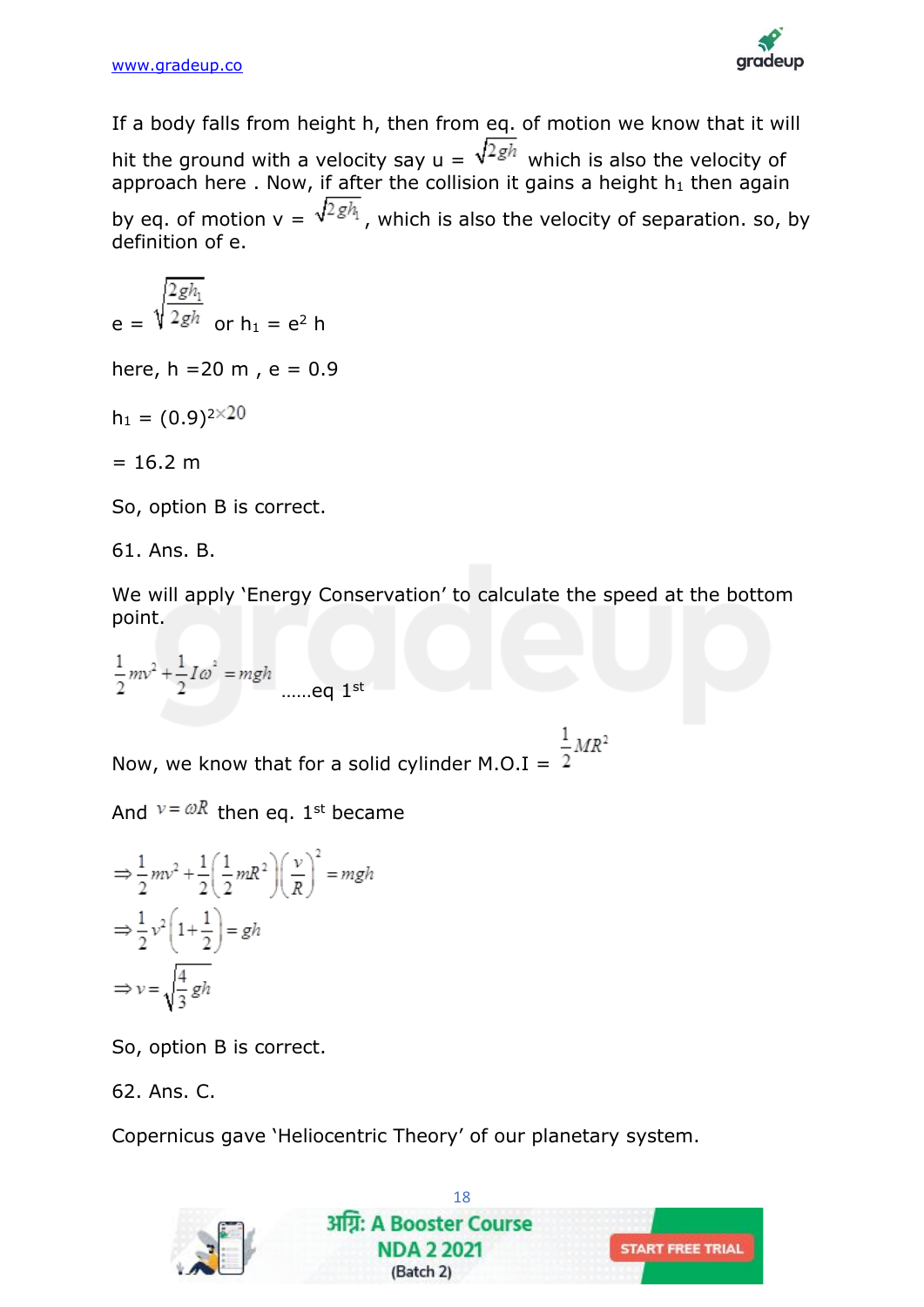If a body falls from height h, then from eq. of motion we know that it will hit the ground with a velocity say u = $\sqrt{2gh}$ which is also the velocity of approach here . Now, if after the collision it gains a height $h_1$ then again by eq. of motion v = $\sqrt{2gh_1}$ , which is also the velocity of separation. so, by definition of e.

e = $\sqrt{\frac{2gh_1}{2gh}}$ or $h_1 = e^2 h$

here, h =20 m , e = 0.9

$h_1 = (0.9)^{2 \times 20}$

= 16.2 m

So, option B is correct.

61. Ans. B.

We will apply 'Energy Conservation' to calculate the speed at the bottom point.

$$\frac{1}{2}mv^2 + \frac{1}{2}I\omega^2 = mgh$$ ……eq 1st

Now, we know that for a solid cylinder M.O.I = $\frac{1}{2}MR^2$

And $v = \omega R$ then eq. 1st became

$$\Rightarrow \frac{1}{2}mv^2 + \frac{1}{2}\left(\frac{1}{2}mR^2\right)\left(\frac{v}{R}\right)^2 = mgh$$

$$\Rightarrow \frac{1}{2}v^2\left(1+\frac{1}{2}\right) = gh$$

$$\Rightarrow v = \sqrt{\frac{4}{3}gh}$$

So, option B is correct.

62. Ans. C.

Copernicus gave 'Heliocentric Theory' of our planetary system.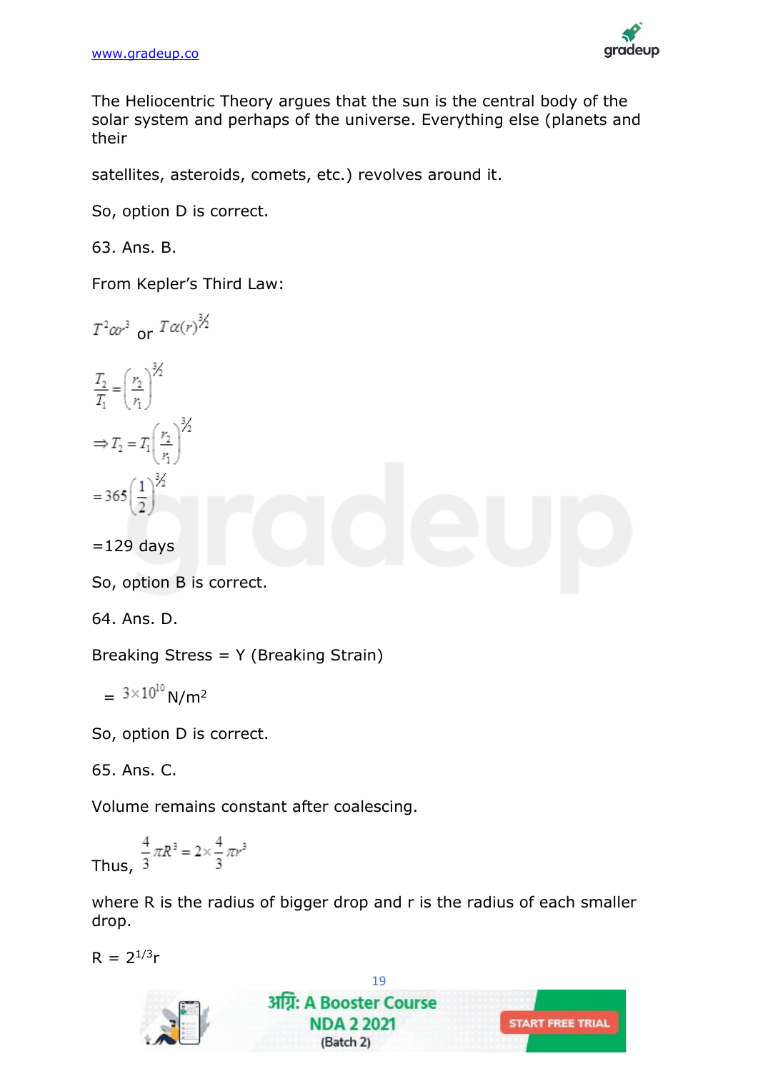The Heliocentric Theory argues that the sun is the central body of the solar system and perhaps of the universe. Everything else (planets and their

satellites, asteroids, comets, etc.) revolves around it.

So, option D is correct.

63. Ans. B.

From Kepler's Third Law:

$T^2 \alpha r^3$ or $T \alpha (r)^{3/2}$

$$\frac{T_2}{T_1} = \left(\frac{r_2}{r_1}\right)^{3/2}$$

$$\Rightarrow T_2 = T_1\left(\frac{r_2}{r_1}\right)^{3/2}$$

$$= 365\left(\frac{1}{2}\right)^{3/2}$$

=129 days

So, option B is correct.

64. Ans. D.

Breaking Stress = Y (Breaking Strain)

$= 3\times10^{10}$ N/$m^2$

So, option D is correct.

65. Ans. C.

Volume remains constant after coalescing.

Thus, $\frac{4}{3}\pi R^3 = 2\times\frac{4}{3}\pi r^3$

where R is the radius of bigger drop and r is the radius of each smaller drop.

$R = 2^{1/3}r$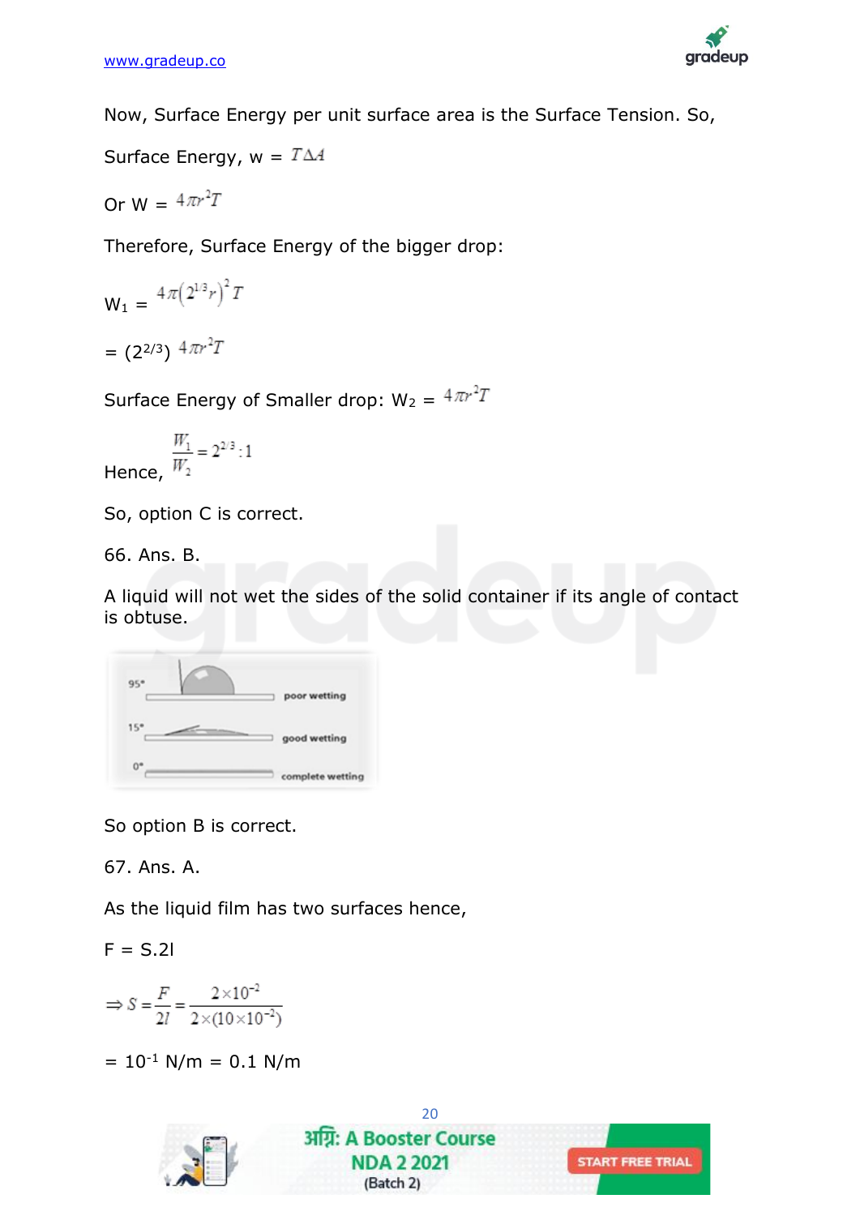Now, Surface Energy per unit surface area is the Surface Tension. So,

Surface Energy, w = $T\Delta A$

Or W = $4\pi r^2 T$

Therefore, Surface Energy of the bigger drop:

$W_1$ = $4\pi\left(2^{1/3}r\right)^2 T$

= $(2^{2/3})$ $4\pi r^2 T$

Surface Energy of Smaller drop: $W_2$ = $4\pi r^2 T$

Hence, $\frac{W_1}{W_2} = 2^{2/3} : 1$

So, option C is correct.

66. Ans. B.

A liquid will not wet the sides of the solid container if its angle of contact is obtuse.

95° poor wetting

15° good wetting

0° complete wetting

So option B is correct.

67. Ans. A.

As the liquid film has two surfaces hence,

F = S.2l

$$\Rightarrow S = \frac{F}{2l} = \frac{2\times10^{-2}}{2\times(10\times10^{-2})}$$

= $10^{-1}$ N/m = 0.1 N/m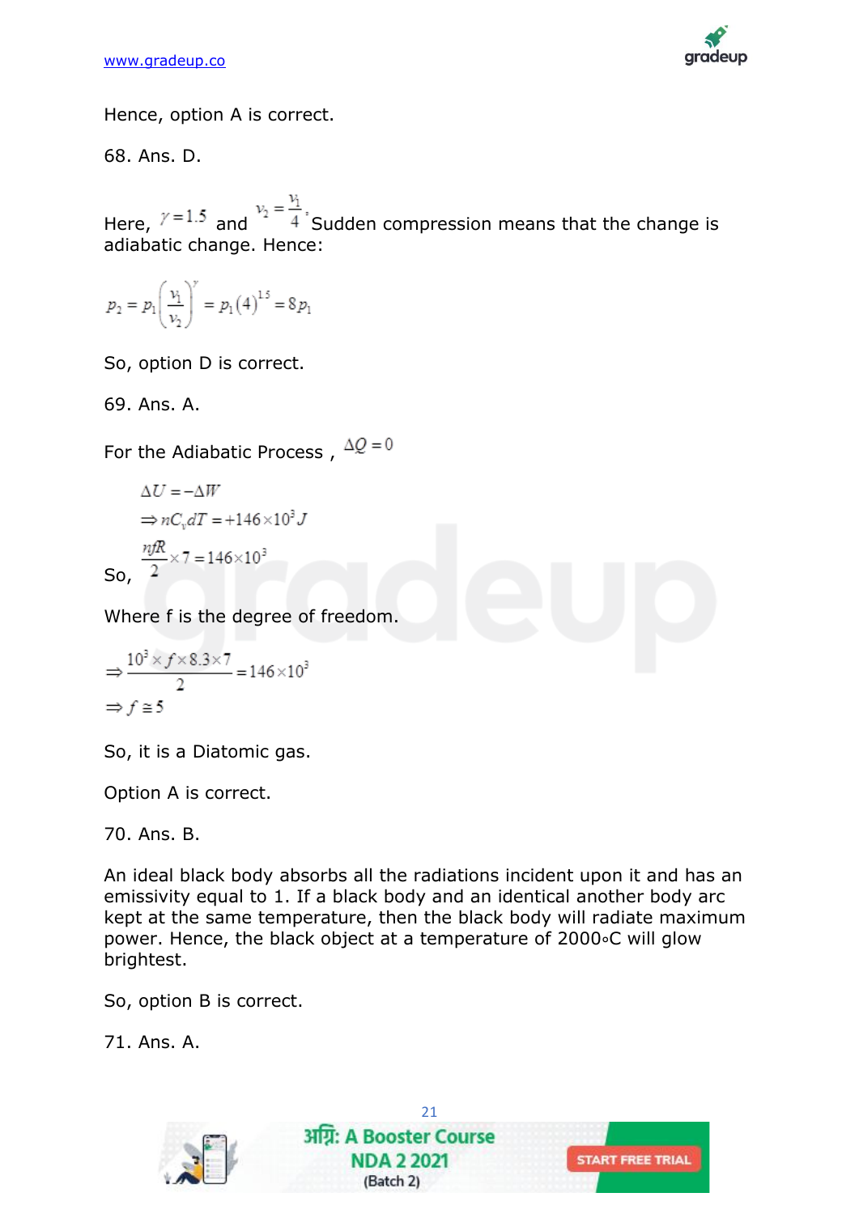Hence, option A is correct.

68. Ans. D.

Here, $\gamma = 1.5$ and $v_2 = \frac{v_1}{4}$, Sudden compression means that the change is adiabatic change. Hence:

$$p_2 = p_1\left(\frac{v_1}{v_2}\right)^{\gamma} = p_1(4)^{1.5} = 8p_1$$

So, option D is correct.

69. Ans. A.

For the Adiabatic Process , $\Delta Q = 0$

$$\Delta U = -\Delta W$$

$$\Rightarrow nC_v dT = +146\times10^3 J$$

So, $\frac{nfR}{2}\times7 = 146\times10^3$

Where f is the degree of freedom.

$$\Rightarrow \frac{10^3\times f\times8.3\times7}{2} = 146\times10^3$$

$$\Rightarrow f \cong 5$$

So, it is a Diatomic gas.

Option A is correct.

70. Ans. B.

An ideal black body absorbs all the radiations incident upon it and has an emissivity equal to 1. If a black body and an identical another body arc kept at the same temperature, then the black body will radiate maximum power. Hence, the black object at a temperature of 2000∘C will glow brightest.

So, option B is correct.

71. Ans. A.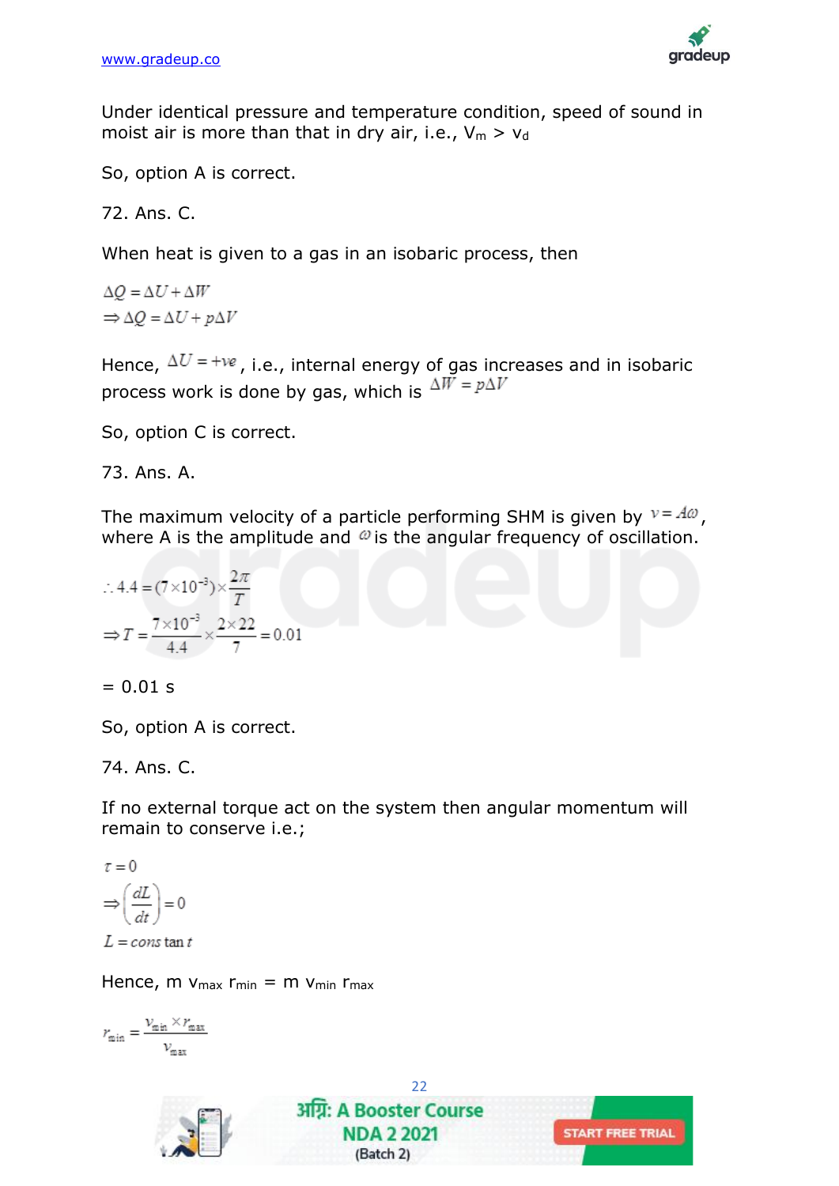Under identical pressure and temperature condition, speed of sound in moist air is more than that in dry air, i.e., $V_m > v_d$

So, option A is correct.

72. Ans. C.

When heat is given to a gas in an isobaric process, then

$$\Delta Q = \Delta U + \Delta W$$
$$\Rightarrow \Delta Q = \Delta U + p\Delta V$$

Hence, $\Delta U = +ve$, i.e., internal energy of gas increases and in isobaric process work is done by gas, which is $\Delta W = p\Delta V$

So, option C is correct.

73. Ans. A.

The maximum velocity of a particle performing SHM is given by $v = A\omega$, where A is the amplitude and $\omega$ is the angular frequency of oscillation.

$$\therefore 4.4 = (7 \times 10^{-3}) \times \frac{2\pi}{T}$$
$$\Rightarrow T = \frac{7 \times 10^{-3}}{4.4} \times \frac{2 \times 22}{7} = 0.01$$

= 0.01 s

So, option A is correct.

74. Ans. C.

If no external torque act on the system then angular momentum will remain to conserve i.e.;

$$\tau = 0$$
$$\Rightarrow \left(\frac{dL}{dt}\right) = 0$$
$$L = constant$$

Hence, $m\, v_{max}\, r_{min} = m\, v_{min}\, r_{max}$

$$r_{min} = \frac{v_{min} \times r_{max}}{v_{max}}$$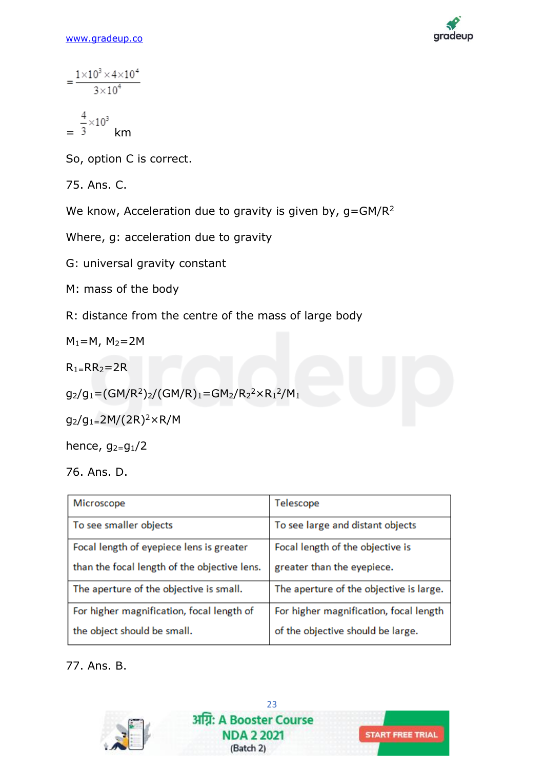$$= \frac{1\times10^3 \times 4\times10^4}{3\times10^4}$$

$$= \frac{4}{3}\times10^3 \text{ km}$$

So, option C is correct.

75. Ans. C.

We know, Acceleration due to gravity is given by, $g=GM/R^2$

Where, g: acceleration due to gravity

G: universal gravity constant

M: mass of the body

R: distance from the centre of the mass of large body

$M_1=M$, $M_2=2M$

$R_1=R R_2=2R$

$g_2/g_1=(GM/R^2)_2/(GM/R)_1=GM_2/R_2^2\times R_1^2/M_1$

$g_2/g_1=2M/(2R)^2\times R/M$

hence, $g_2=g_1/2$

76. Ans. D.

| Microscope | Telescope |
|---|---|
| To see smaller objects | To see large and distant objects |
| Focal length of eyepiece lens is greater than the focal length of the objective lens. | Focal length of the objective is greater than the eyepiece. |
| The aperture of the objective is small. | The aperture of the objective is large. |
| For higher magnification, focal length of the object should be small. | For higher magnification, focal length of the objective should be large. |

77. Ans. B.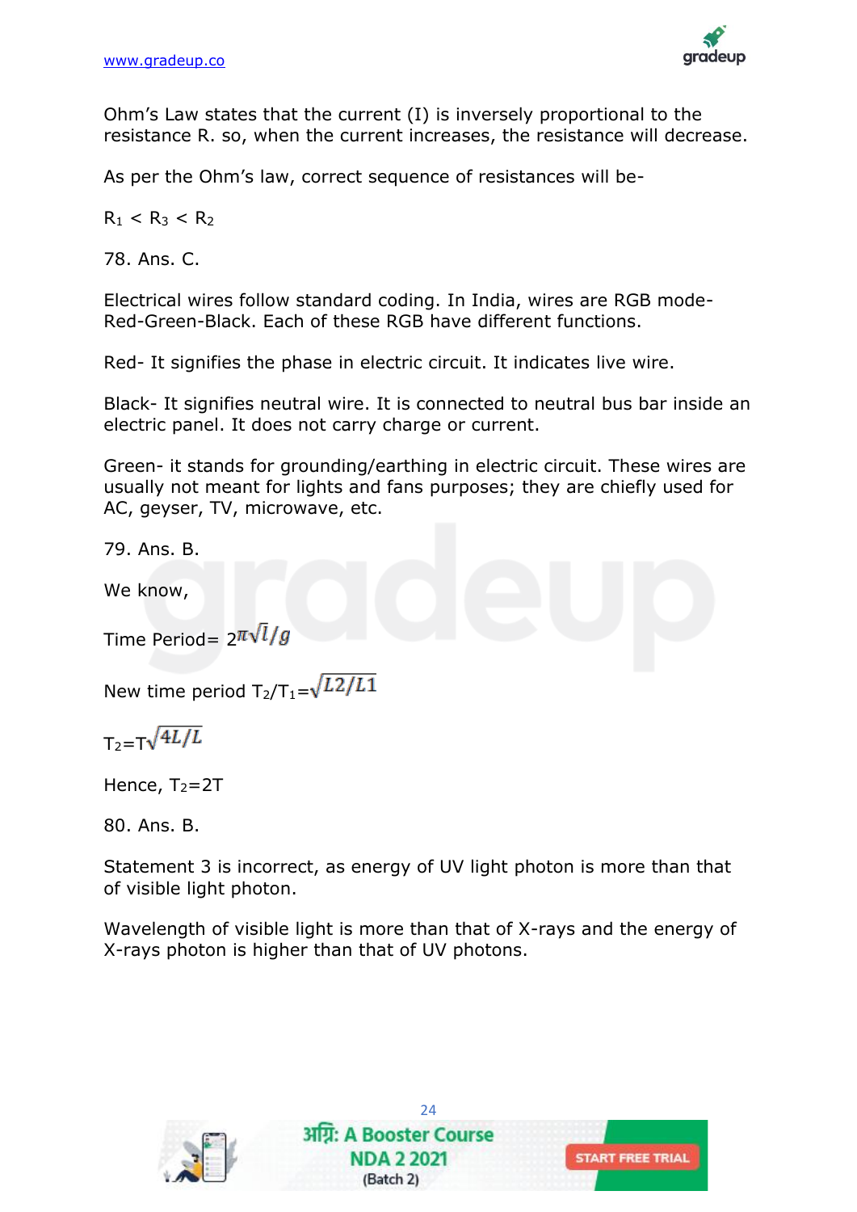Ohm's Law states that the current (I) is inversely proportional to the resistance R. so, when the current increases, the resistance will decrease.

As per the Ohm's law, correct sequence of resistances will be-

$R_1 < R_3 < R_2$

78. Ans. C.

Electrical wires follow standard coding. In India, wires are RGB mode- Red-Green-Black. Each of these RGB have different functions.

Red- It signifies the phase in electric circuit. It indicates live wire.

Black- It signifies neutral wire. It is connected to neutral bus bar inside an electric panel. It does not carry charge or current.

Green- it stands for grounding/earthing in electric circuit. These wires are usually not meant for lights and fans purposes; they are chiefly used for AC, geyser, TV, microwave, etc.

79. Ans. B.

We know,

Time Period= $2\pi\sqrt{l/g}$

New time period $T_2/T_1=\sqrt{L2/L1}$

$T_2=T\sqrt{4L/L}$

Hence, $T_2=2T$

80. Ans. B.

Statement 3 is incorrect, as energy of UV light photon is more than that of visible light photon.

Wavelength of visible light is more than that of X-rays and the energy of X-rays photon is higher than that of UV photons.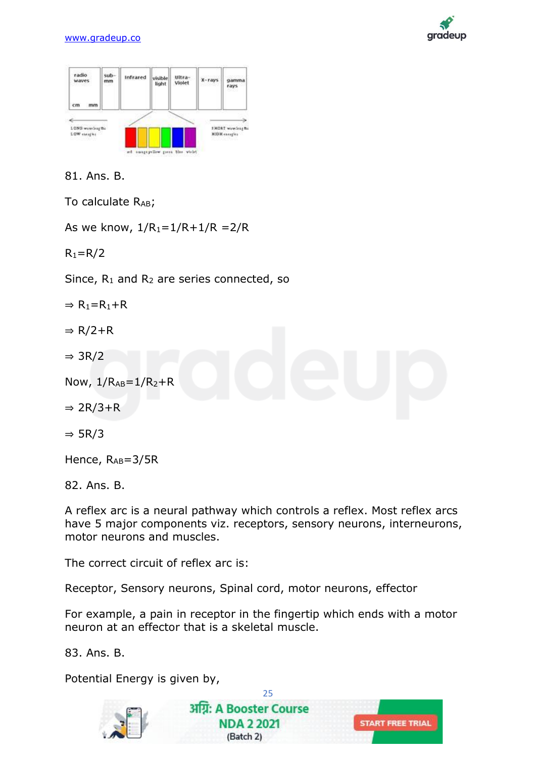81. Ans. B.

To calculate $R_{AB}$;

As we know, $1/R_1=1/R+1/R=2/R$

$R_1=R/2$

Since, $R_1$ and $R_2$ are series connected, so

$\Rightarrow R_1=R_1+R$

$\Rightarrow R/2+R$

$\Rightarrow 3R/2$

Now, $1/R_{AB}=1/R_2+R$

$\Rightarrow 2R/3+R$

$\Rightarrow 5R/3$

Hence, $R_{AB}=3/5R$

82. Ans. B.

A reflex arc is a neural pathway which controls a reflex. Most reflex arcs have 5 major components viz. receptors, sensory neurons, interneurons, motor neurons and muscles.

The correct circuit of reflex arc is:

Receptor, Sensory neurons, Spinal cord, motor neurons, effector

For example, a pain in receptor in the fingertip which ends with a motor neuron at an effector that is a skeletal muscle.

83. Ans. B.

Potential Energy is given by,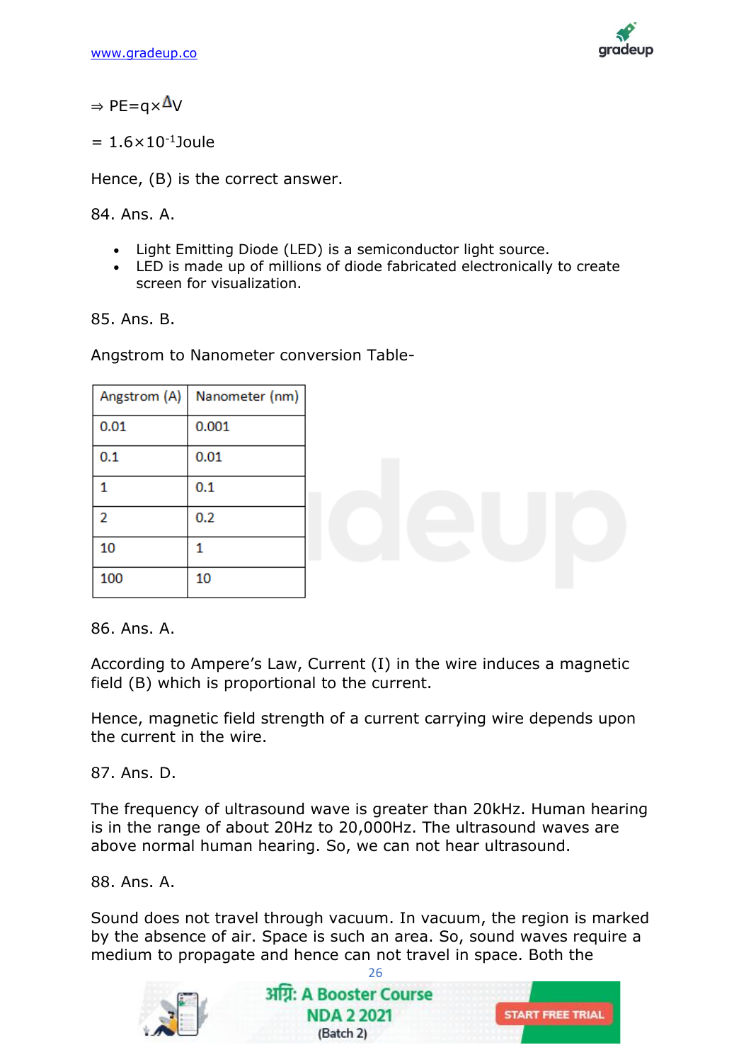$\Rightarrow PE = q \times \Delta V$

$= 1.6 \times 10^{-1}$ Joule

Hence, (B) is the correct answer.

84. Ans. A.

- Light Emitting Diode (LED) is a semiconductor light source.
- LED is made up of millions of diode fabricated electronically to create screen for visualization.

85. Ans. B.

Angstrom to Nanometer conversion Table-

| Angstrom (A) | Nanometer (nm) |
|---|---|
| 0.01 | 0.001 |
| 0.1 | 0.01 |
| 1 | 0.1 |
| 2 | 0.2 |
| 10 | 1 |
| 100 | 10 |

86. Ans. A.

According to Ampere's Law, Current (I) in the wire induces a magnetic field (B) which is proportional to the current.

Hence, magnetic field strength of a current carrying wire depends upon the current in the wire.

87. Ans. D.

The frequency of ultrasound wave is greater than 20kHz. Human hearing is in the range of about 20Hz to 20,000Hz. The ultrasound waves are above normal human hearing. So, we can not hear ultrasound.

88. Ans. A.

Sound does not travel through vacuum. In vacuum, the region is marked by the absence of air. Space is such an area. So, sound waves require a medium to propagate and hence can not travel in space. Both the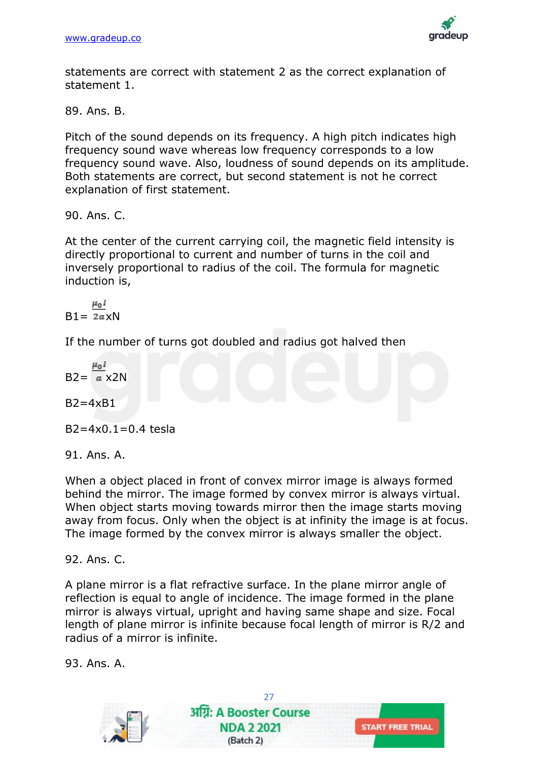statements are correct with statement 2 as the correct explanation of statement 1.

89. Ans. B.

Pitch of the sound depends on its frequency. A high pitch indicates high frequency sound wave whereas low frequency corresponds to a low frequency sound wave. Also, loudness of sound depends on its amplitude. Both statements are correct, but second statement is not he correct explanation of first statement.

90. Ans. C.

At the center of the current carrying coil, the magnetic field intensity is directly proportional to current and number of turns in the coil and inversely proportional to radius of the coil. The formula for magnetic induction is,

$$B1= \frac{\mu_0 I}{2a} xN$$

If the number of turns got doubled and radius got halved then

$$B2= \frac{\mu_0 I}{a} x2N$$

B2=4xB1

B2=4x0.1=0.4 tesla

91. Ans. A.

When a object placed in front of convex mirror image is always formed behind the mirror. The image formed by convex mirror is always virtual. When object starts moving towards mirror then the image starts moving away from focus. Only when the object is at infinity the image is at focus. The image formed by the convex mirror is always smaller the object.

92. Ans. C.

A plane mirror is a flat refractive surface. In the plane mirror angle of reflection is equal to angle of incidence. The image formed in the plane mirror is always virtual, upright and having same shape and size. Focal length of plane mirror is infinite because focal length of mirror is R/2 and radius of a mirror is infinite.

93. Ans. A.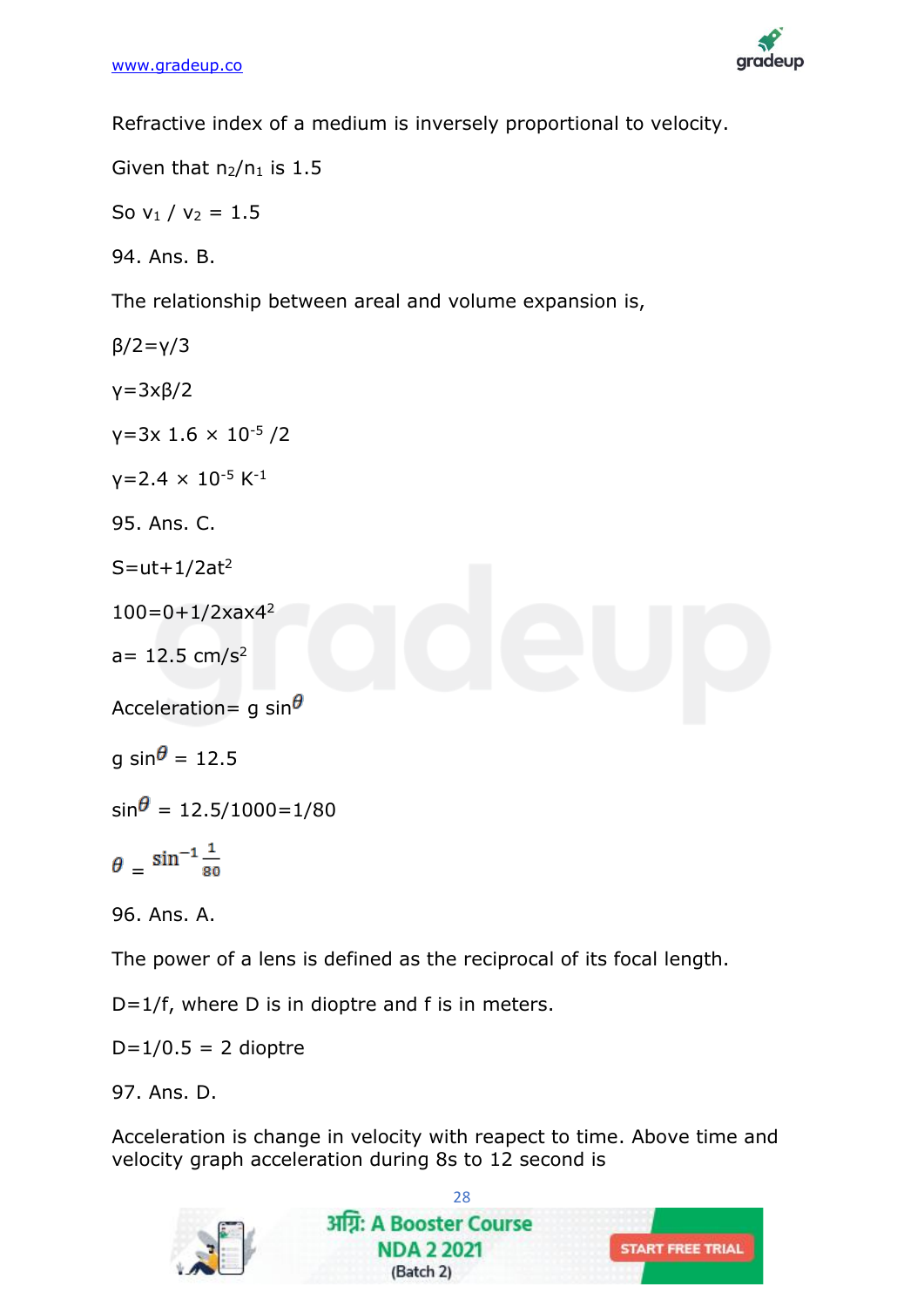Refractive index of a medium is inversely proportional to velocity.

Given that $n_2/n_1$ is 1.5

So $v_1 / v_2 = 1.5$

94. Ans. B.

The relationship between areal and volume expansion is,

$\beta/2=\gamma/3$

$\gamma=3x\beta/2$

$\gamma=3x\ 1.6 \times 10^{-5}/2$

$\gamma=2.4 \times 10^{-5}\ K^{-1}$

95. Ans. C.

$S=ut+1/2at^2$

$100=0+1/2xax4^2$

$a= 12.5\ cm/s^2$

Acceleration= g $\sin\theta$

g $\sin\theta$ = 12.5

$\sin\theta$ = 12.5/1000=1/80

$\theta = \sin^{-1}\frac{1}{80}$

96. Ans. A.

The power of a lens is defined as the reciprocal of its focal length.

D=1/f, where D is in dioptre and f is in meters.

D=1/0.5 = 2 dioptre

97. Ans. D.

Acceleration is change in velocity with reapect to time. Above time and velocity graph acceleration during 8s to 12 second is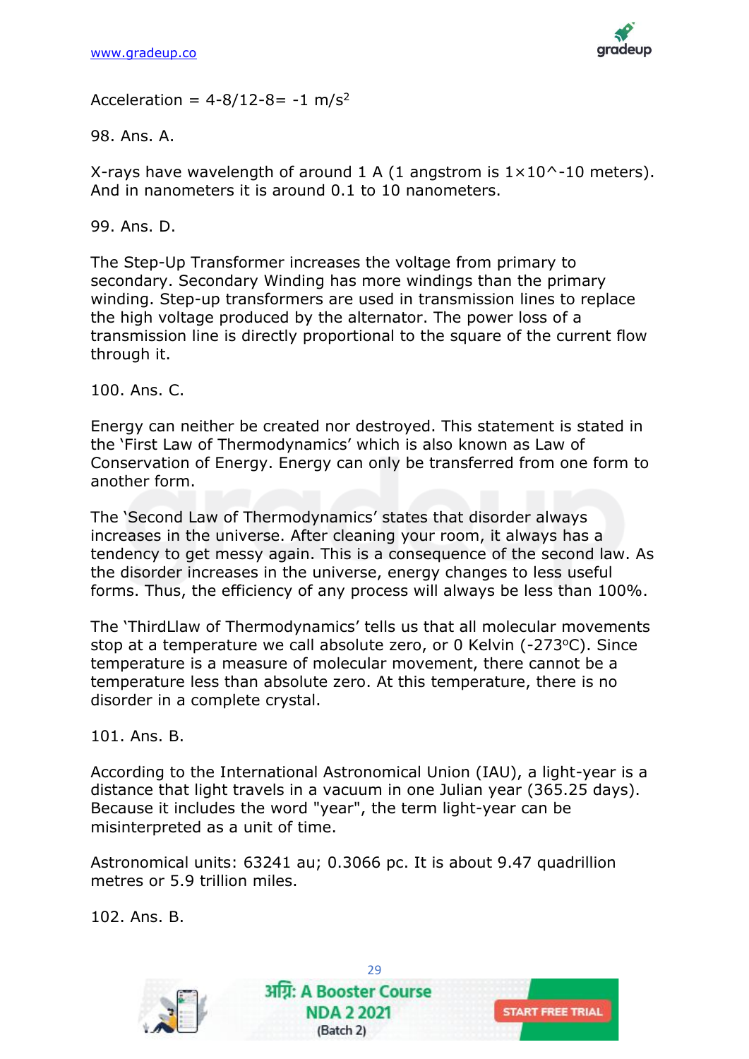Acceleration = 4-8/12-8= -1 m/s$^2$

98. Ans. A.

X-rays have wavelength of around 1 A (1 angstrom is 1×10^-10 meters). And in nanometers it is around 0.1 to 10 nanometers.

99. Ans. D.

The Step-Up Transformer increases the voltage from primary to secondary. Secondary Winding has more windings than the primary winding. Step-up transformers are used in transmission lines to replace the high voltage produced by the alternator. The power loss of a transmission line is directly proportional to the square of the current flow through it.

100. Ans. C.

Energy can neither be created nor destroyed. This statement is stated in the 'First Law of Thermodynamics' which is also known as Law of Conservation of Energy. Energy can only be transferred from one form to another form.

The 'Second Law of Thermodynamics' states that disorder always increases in the universe. After cleaning your room, it always has a tendency to get messy again. This is a consequence of the second law. As the disorder increases in the universe, energy changes to less useful forms. Thus, the efficiency of any process will always be less than 100%.

The 'ThirdLlaw of Thermodynamics' tells us that all molecular movements stop at a temperature we call absolute zero, or 0 Kelvin (-273$^o$C). Since temperature is a measure of molecular movement, there cannot be a temperature less than absolute zero. At this temperature, there is no disorder in a complete crystal.

101. Ans. B.

According to the International Astronomical Union (IAU), a light-year is a distance that light travels in a vacuum in one Julian year (365.25 days). Because it includes the word "year", the term light-year can be misinterpreted as a unit of time.

Astronomical units: 63241 au; 0.3066 pc. It is about 9.47 quadrillion metres or 5.9 trillion miles.

102. Ans. B.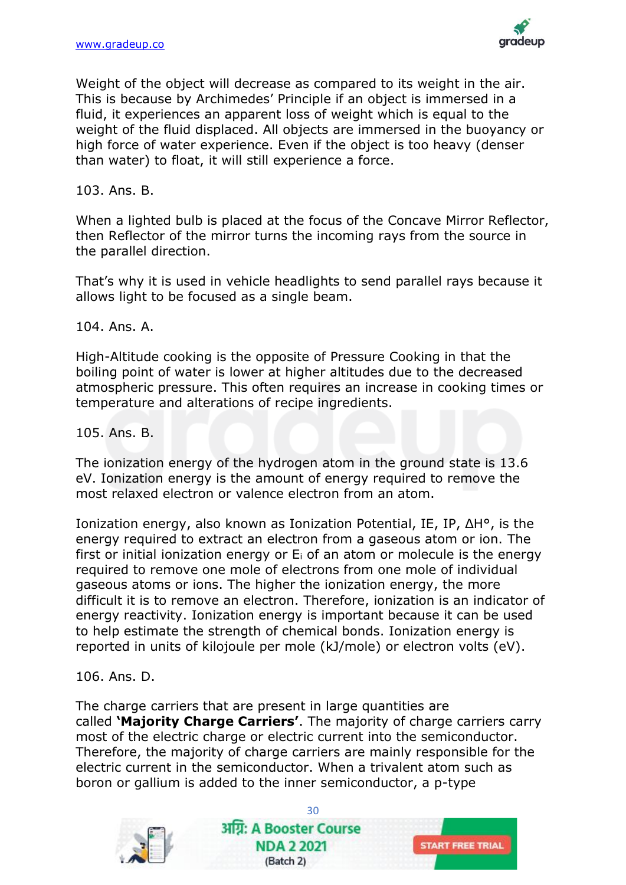Weight of the object will decrease as compared to its weight in the air. This is because by Archimedes' Principle if an object is immersed in a fluid, it experiences an apparent loss of weight which is equal to the weight of the fluid displaced. All objects are immersed in the buoyancy or high force of water experience. Even if the object is too heavy (denser than water) to float, it will still experience a force.

103. Ans. B.

When a lighted bulb is placed at the focus of the Concave Mirror Reflector, then Reflector of the mirror turns the incoming rays from the source in the parallel direction.

That's why it is used in vehicle headlights to send parallel rays because it allows light to be focused as a single beam.

104. Ans. A.

High-Altitude cooking is the opposite of Pressure Cooking in that the boiling point of water is lower at higher altitudes due to the decreased atmospheric pressure. This often requires an increase in cooking times or temperature and alterations of recipe ingredients.

105. Ans. B.

The ionization energy of the hydrogen atom in the ground state is 13.6 eV. Ionization energy is the amount of energy required to remove the most relaxed electron or valence electron from an atom.

Ionization energy, also known as Ionization Potential, IE, IP, $\Delta H°$, is the energy required to extract an electron from a gaseous atom or ion. The first or initial ionization energy or $E_i$ of an atom or molecule is the energy required to remove one mole of electrons from one mole of individual gaseous atoms or ions. The higher the ionization energy, the more difficult it is to remove an electron. Therefore, ionization is an indicator of energy reactivity. Ionization energy is important because it can be used to help estimate the strength of chemical bonds. Ionization energy is reported in units of kilojoule per mole (kJ/mole) or electron volts (eV).

106. Ans. D.

The charge carriers that are present in large quantities are called **'Majority Charge Carriers'**. The majority of charge carriers carry most of the electric charge or electric current into the semiconductor. Therefore, the majority of charge carriers are mainly responsible for the electric current in the semiconductor. When a trivalent atom such as boron or gallium is added to the inner semiconductor, a p-type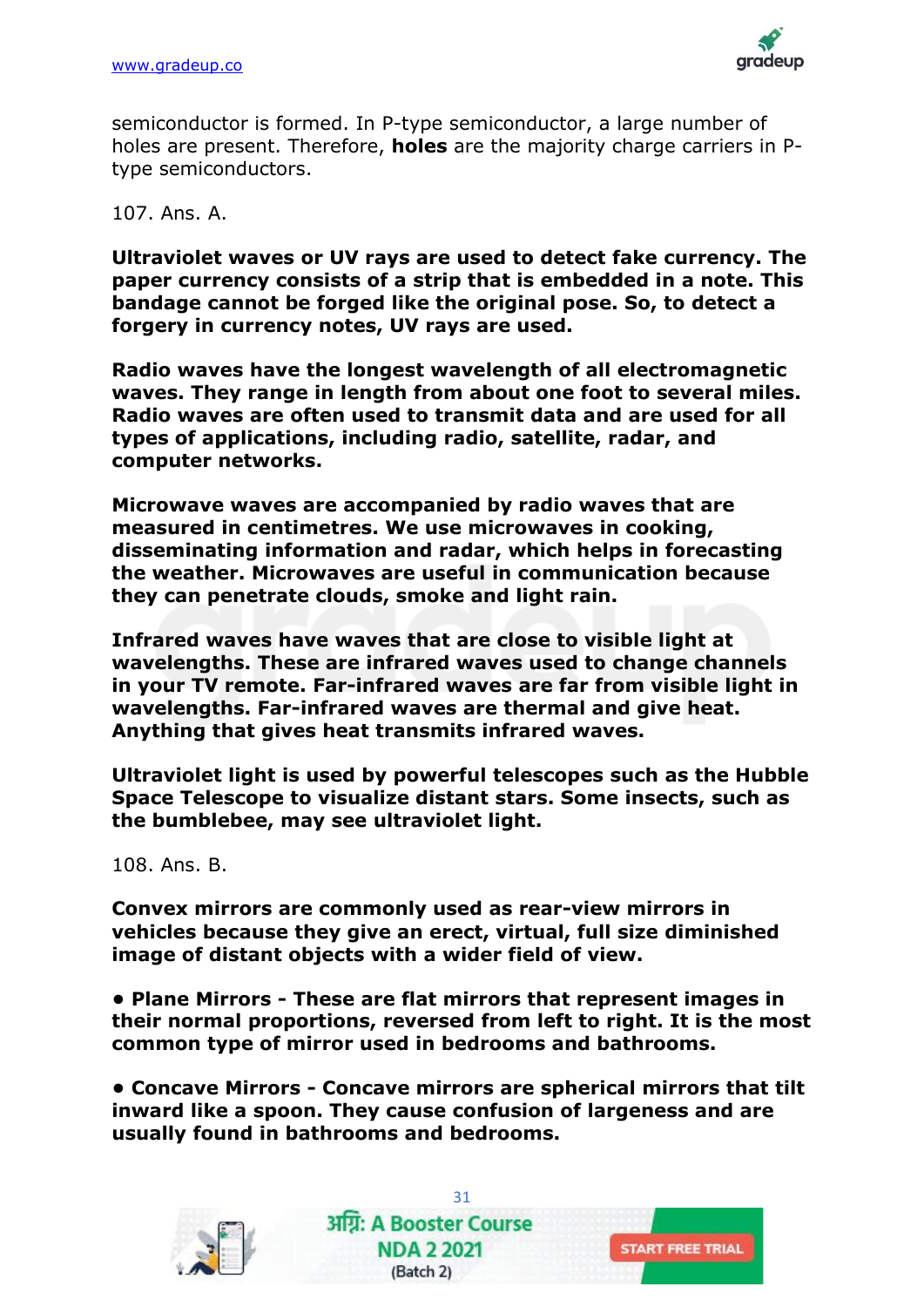semiconductor is formed. In P-type semiconductor, a large number of holes are present. Therefore, **holes** are the majority charge carriers in P-type semiconductors.

107. Ans. A.

**Ultraviolet waves or UV rays are used to detect fake currency. The paper currency consists of a strip that is embedded in a note. This bandage cannot be forged like the original pose. So, to detect a forgery in currency notes, UV rays are used.**

**Radio waves have the longest wavelength of all electromagnetic waves. They range in length from about one foot to several miles. Radio waves are often used to transmit data and are used for all types of applications, including radio, satellite, radar, and computer networks.**

**Microwave waves are accompanied by radio waves that are measured in centimetres. We use microwaves in cooking, disseminating information and radar, which helps in forecasting the weather. Microwaves are useful in communication because they can penetrate clouds, smoke and light rain.**

**Infrared waves have waves that are close to visible light at wavelengths. These are infrared waves used to change channels in your TV remote. Far-infrared waves are far from visible light in wavelengths. Far-infrared waves are thermal and give heat. Anything that gives heat transmits infrared waves.**

**Ultraviolet light is used by powerful telescopes such as the Hubble Space Telescope to visualize distant stars. Some insects, such as the bumblebee, may see ultraviolet light.**

108. Ans. B.

**Convex mirrors are commonly used as rear-view mirrors in vehicles because they give an erect, virtual, full size diminished image of distant objects with a wider field of view.**

- **Plane Mirrors - These are flat mirrors that represent images in their normal proportions, reversed from left to right. It is the most common type of mirror used in bedrooms and bathrooms.**

- **Concave Mirrors - Concave mirrors are spherical mirrors that tilt inward like a spoon. They cause confusion of largeness and are usually found in bathrooms and bedrooms.**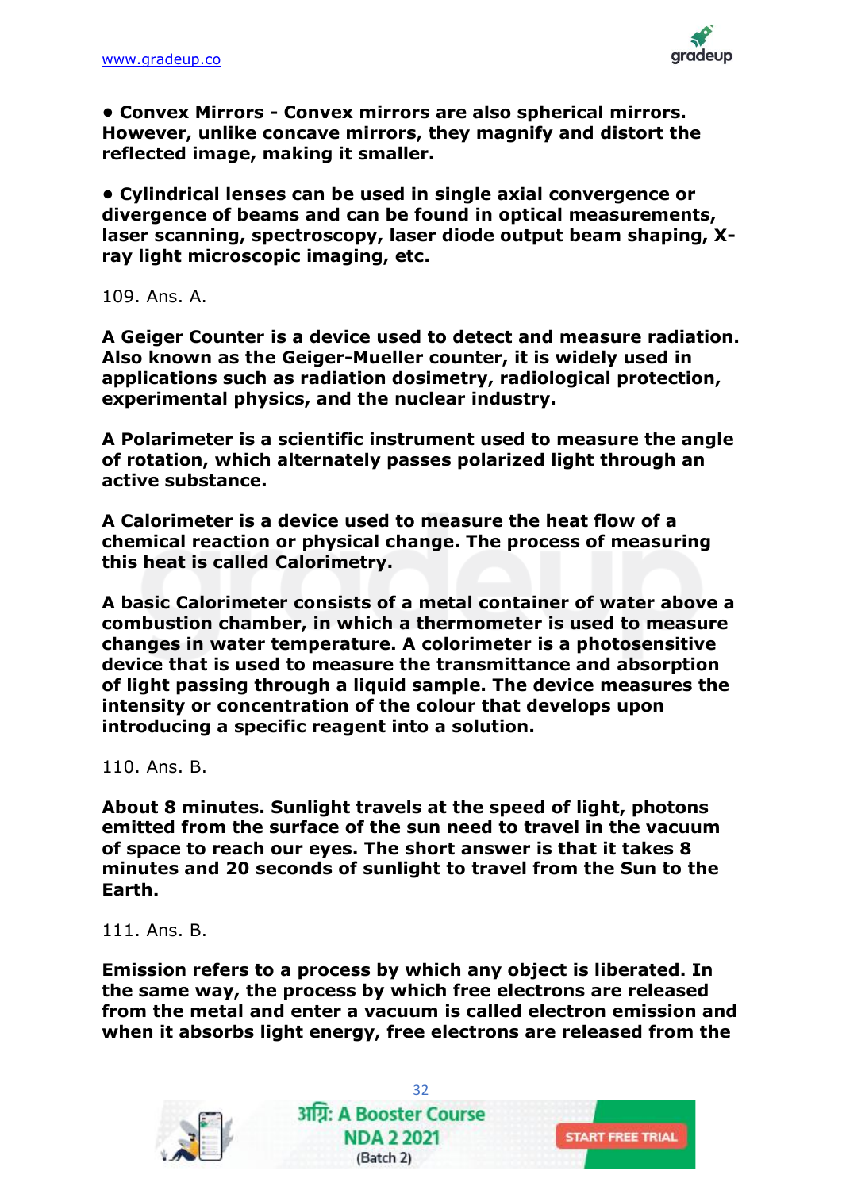- **Convex Mirrors - Convex mirrors are also spherical mirrors. However, unlike concave mirrors, they magnify and distort the reflected image, making it smaller.**

- **Cylindrical lenses can be used in single axial convergence or divergence of beams and can be found in optical measurements, laser scanning, spectroscopy, laser diode output beam shaping, X-ray light microscopic imaging, etc.**

109. Ans. A.

**A Geiger Counter is a device used to detect and measure radiation. Also known as the Geiger-Mueller counter, it is widely used in applications such as radiation dosimetry, radiological protection, experimental physics, and the nuclear industry.**

**A Polarimeter is a scientific instrument used to measure the angle of rotation, which alternately passes polarized light through an active substance.**

**A Calorimeter is a device used to measure the heat flow of a chemical reaction or physical change. The process of measuring this heat is called Calorimetry.**

**A basic Calorimeter consists of a metal container of water above a combustion chamber, in which a thermometer is used to measure changes in water temperature. A colorimeter is a photosensitive device that is used to measure the transmittance and absorption of light passing through a liquid sample. The device measures the intensity or concentration of the colour that develops upon introducing a specific reagent into a solution.**

110. Ans. B.

**About 8 minutes. Sunlight travels at the speed of light, photons emitted from the surface of the sun need to travel in the vacuum of space to reach our eyes. The short answer is that it takes 8 minutes and 20 seconds of sunlight to travel from the Sun to the Earth.**

111. Ans. B.

**Emission refers to a process by which any object is liberated. In the same way, the process by which free electrons are released from the metal and enter a vacuum is called electron emission and when it absorbs light energy, free electrons are released from the**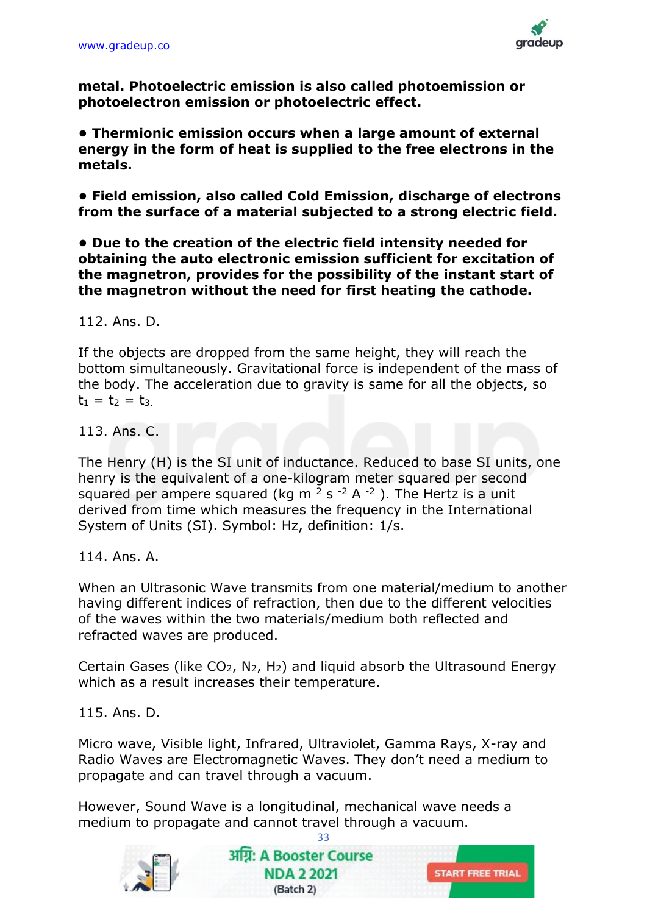**metal. Photoelectric emission is also called photoemission or photoelectron emission or photoelectric effect.**

**• Thermionic emission occurs when a large amount of external energy in the form of heat is supplied to the free electrons in the metals.**

**• Field emission, also called Cold Emission, discharge of electrons from the surface of a material subjected to a strong electric field.**

**• Due to the creation of the electric field intensity needed for obtaining the auto electronic emission sufficient for excitation of the magnetron, provides for the possibility of the instant start of the magnetron without the need for first heating the cathode.**

112. Ans. D.

If the objects are dropped from the same height, they will reach the bottom simultaneously. Gravitational force is independent of the mass of the body. The acceleration due to gravity is same for all the objects, so $t_1 = t_2 = t_3$.

113. Ans. C.

The Henry (H) is the SI unit of inductance. Reduced to base SI units, one henry is the equivalent of a one-kilogram meter squared per second squared per ampere squared ($kg\ m^{2}\ s^{-2}\ A^{-2}$). The Hertz is a unit derived from time which measures the frequency in the International System of Units (SI). Symbol: Hz, definition: 1/s.

114. Ans. A.

When an Ultrasonic Wave transmits from one material/medium to another having different indices of refraction, then due to the different velocities of the waves within the two materials/medium both reflected and refracted waves are produced.

Certain Gases (like $CO_2$, $N_2$, $H_2$) and liquid absorb the Ultrasound Energy which as a result increases their temperature.

115. Ans. D.

Micro wave, Visible light, Infrared, Ultraviolet, Gamma Rays, X-ray and Radio Waves are Electromagnetic Waves. They don't need a medium to propagate and can travel through a vacuum.

However, Sound Wave is a longitudinal, mechanical wave needs a medium to propagate and cannot travel through a vacuum.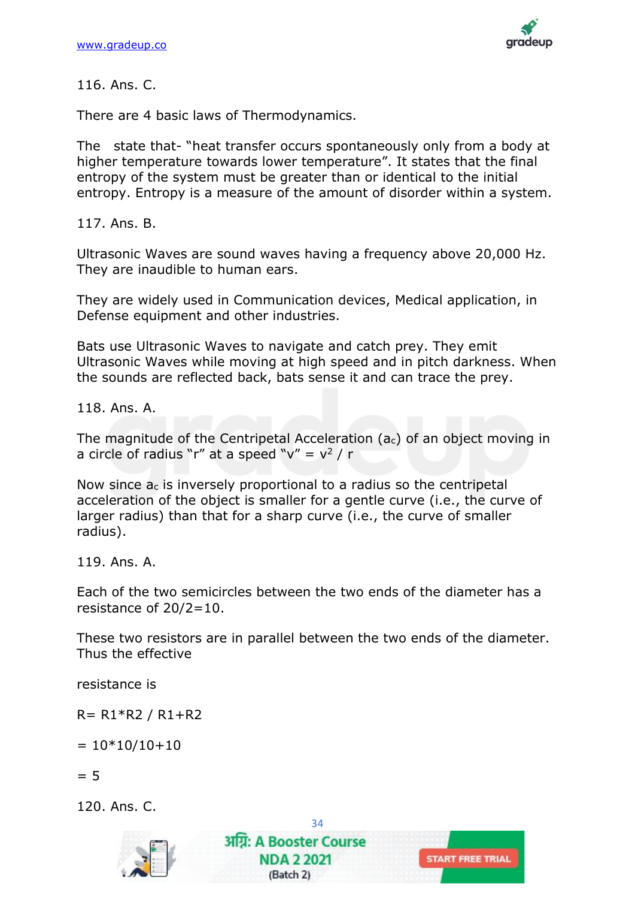116. Ans. C.

There are 4 basic laws of Thermodynamics.

The state that- "heat transfer occurs spontaneously only from a body at higher temperature towards lower temperature". It states that the final entropy of the system must be greater than or identical to the initial entropy. Entropy is a measure of the amount of disorder within a system.

117. Ans. B.

Ultrasonic Waves are sound waves having a frequency above 20,000 Hz. They are inaudible to human ears.

They are widely used in Communication devices, Medical application, in Defense equipment and other industries.

Bats use Ultrasonic Waves to navigate and catch prey. They emit Ultrasonic Waves while moving at high speed and in pitch darkness. When the sounds are reflected back, bats sense it and can trace the prey.

118. Ans. A.

The magnitude of the Centripetal Acceleration ($a_c$) of an object moving in a circle of radius "r" at a speed "v" = $v^2 / r$

Now since $a_c$ is inversely proportional to a radius so the centripetal acceleration of the object is smaller for a gentle curve (i.e., the curve of larger radius) than that for a sharp curve (i.e., the curve of smaller radius).

119. Ans. A.

Each of the two semicircles between the two ends of the diameter has a resistance of 20/2=10.

These two resistors are in parallel between the two ends of the diameter. Thus the effective

resistance is

R= R1*R2 / R1+R2

= 10*10/10+10

= 5

120. Ans. C.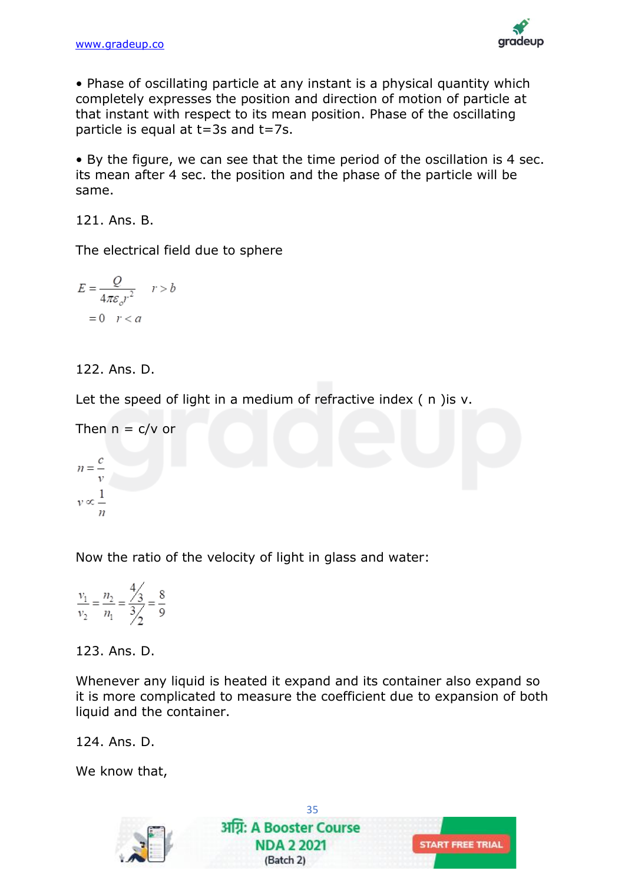• Phase of oscillating particle at any instant is a physical quantity which completely expresses the position and direction of motion of particle at that instant with respect to its mean position. Phase of the oscillating particle is equal at t=3s and t=7s.

• By the figure, we can see that the time period of the oscillation is 4 sec. its mean after 4 sec. the position and the phase of the particle will be same.

121. Ans. B.

The electrical field due to sphere

$$E = \frac{Q}{4\pi\varepsilon_o r^2} \quad r > b$$

$$= 0 \quad r < a$$

122. Ans. D.

Let the speed of light in a medium of refractive index ( n )is v.

Then n = c/v or

$$n = \frac{c}{v}$$

$$v \propto \frac{1}{n}$$

Now the ratio of the velocity of light in glass and water:

$$\frac{v_1}{v_2} = \frac{n_2}{n_1} = \frac{4/3}{3/2} = \frac{8}{9}$$

123. Ans. D.

Whenever any liquid is heated it expand and its container also expand so it is more complicated to measure the coefficient due to expansion of both liquid and the container.

124. Ans. D.

We know that,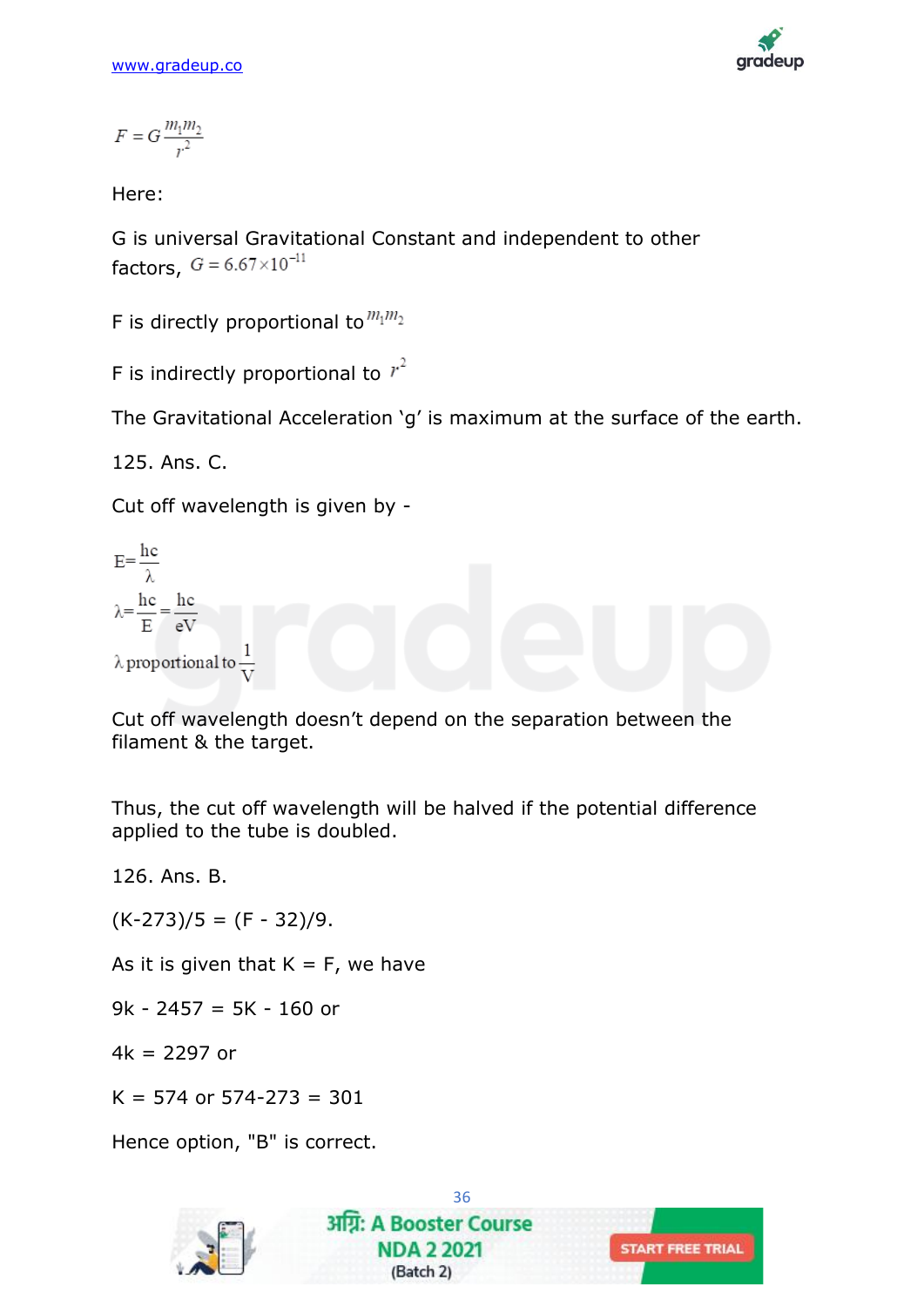$$F = G\frac{m_1 m_2}{r^2}$$

Here:

G is universal Gravitational Constant and independent to other factors, $G = 6.67 \times 10^{-11}$

F is directly proportional to $m_1 m_2$

F is indirectly proportional to $r^2$

The Gravitational Acceleration 'g' is maximum at the surface of the earth.

125. Ans. C.

Cut off wavelength is given by -

$$E = \frac{hc}{\lambda}$$

$$\lambda = \frac{hc}{E} = \frac{hc}{eV}$$

$$\lambda \text{ proportional to } \frac{1}{V}$$

Cut off wavelength doesn't depend on the separation between the filament & the target.

Thus, the cut off wavelength will be halved if the potential difference applied to the tube is doubled.

126. Ans. B.

(K-273)/5 = (F - 32)/9.

As it is given that K = F, we have

9k - 2457 = 5K - 160 or

4k = 2297 or

K = 574 or 574-273 = 301

Hence option, "B" is correct.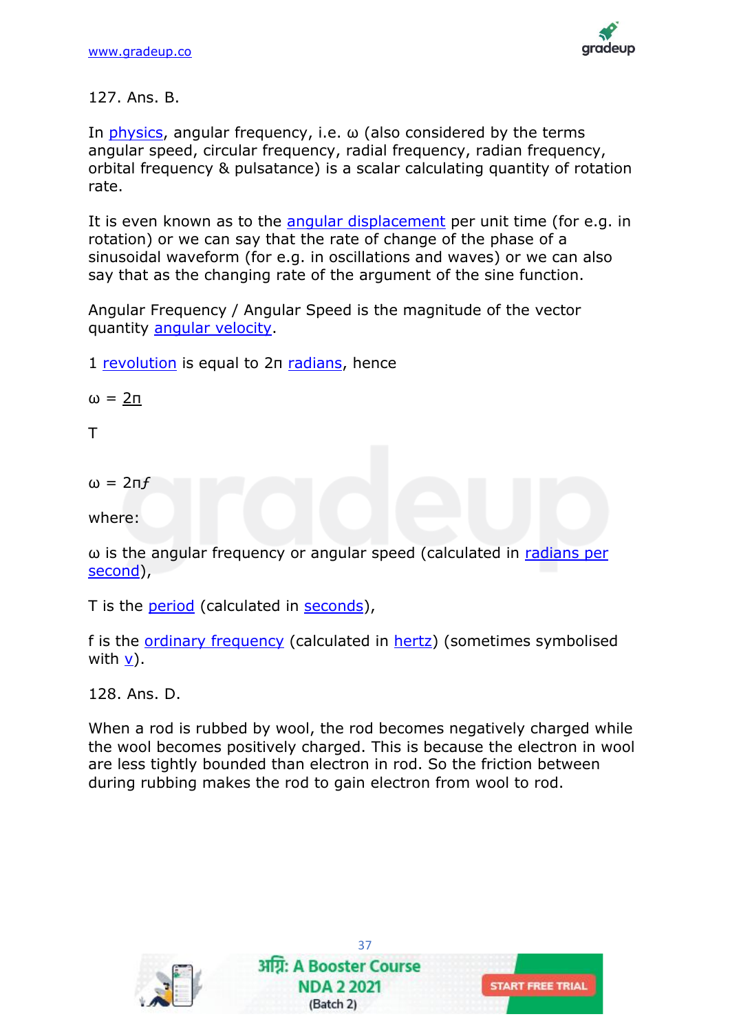127. Ans. B.

In physics, angular frequency, i.e. $\omega$ (also considered by the terms angular speed, circular frequency, radial frequency, radian frequency, orbital frequency & pulsatance) is a scalar calculating quantity of rotation rate.

It is even known as to the angular displacement per unit time (for e.g. in rotation) or we can say that the rate of change of the phase of a sinusoidal waveform (for e.g. in oscillations and waves) or we can also say that as the changing rate of the argument of the sine function.

Angular Frequency / Angular Speed is the magnitude of the vector quantity angular velocity.

1 revolution is equal to $2\pi$ radians, hence

$$\omega = \frac{2\pi}{T}$$

$$\omega = 2\pi f$$

where:

$\omega$ is the angular frequency or angular speed (calculated in radians per second),

$T$ is the period (calculated in seconds),

$f$ is the ordinary frequency (calculated in hertz) (sometimes symbolised with $\nu$).

128. Ans. D.

When a rod is rubbed by wool, the rod becomes negatively charged while the wool becomes positively charged. This is because the electron in wool are less tightly bounded than electron in rod. So the friction between during rubbing makes the rod to gain electron from wool to rod.